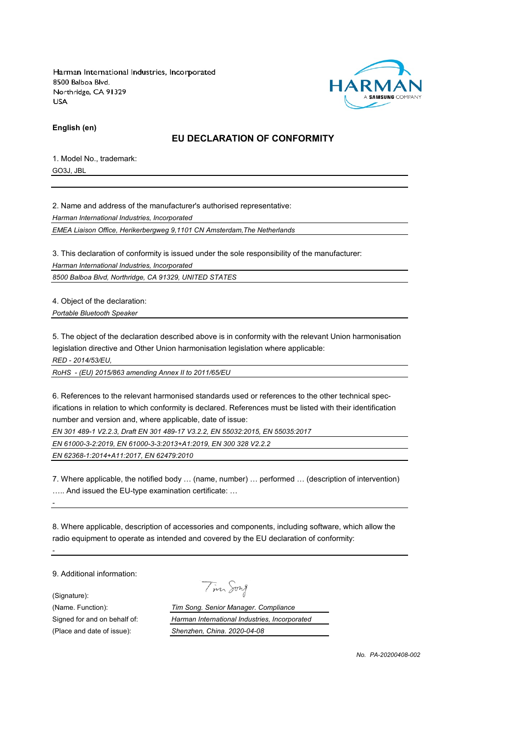Harman International Industries, Incorporated
8500 Balboa Blvd.
Northridge, CA 91329
USA

HARMAN
A SAMSUNG COMPANY

**English (en)**

## EU DECLARATION OF CONFORMITY

1. Model No., trademark:

GO3J, JBL

2. Name and address of the manufacturer's authorised representative:

*Harman International Industries, Incorporated*

*EMEA Liaison Office, Herikerbergweg 9,1101 CN Amsterdam,The Netherlands*

3. This declaration of conformity is issued under the sole responsibility of the manufacturer:

*Harman International Industries, Incorporated*

*8500 Balboa Blvd, Northridge, CA 91329, UNITED STATES*

4. Object of the declaration:

*Portable Bluetooth Speaker*

5. The object of the declaration described above is in conformity with the relevant Union harmonisation legislation directive and Other Union harmonisation legislation where applicable:

*RED - 2014/53/EU,*

*RoHS - (EU) 2015/863 amending Annex II to 2011/65/EU*

6. References to the relevant harmonised standards used or references to the other technical specifications in relation to which conformity is declared. References must be listed with their identification number and version and, where applicable, date of issue:

*EN 301 489-1 V2.2.3, Draft EN 301 489-17 V3.2.2, EN 55032:2015, EN 55035:2017*

*EN 61000-3-2:2019, EN 61000-3-3:2013+A1:2019, EN 300 328 V2.2.2*

*EN 62368-1:2014+A11:2017, EN 62479:2010*

7. Where applicable, the notified body … (name, number) … performed … (description of intervention) ….. And issued the EU-type examination certificate: …

-

8. Where applicable, description of accessories and components, including software, which allow the radio equipment to operate as intended and covered by the EU declaration of conformity:

-

9. Additional information:

(Signature): Tim Song

(Name. Function): *Tim Song. Senior Manager. Compliance*

Signed for and on behalf of: *Harman International Industries, Incorporated*

(Place and date of issue): *Shenzhen, China. 2020-04-08*

*No. PA-20200408-002*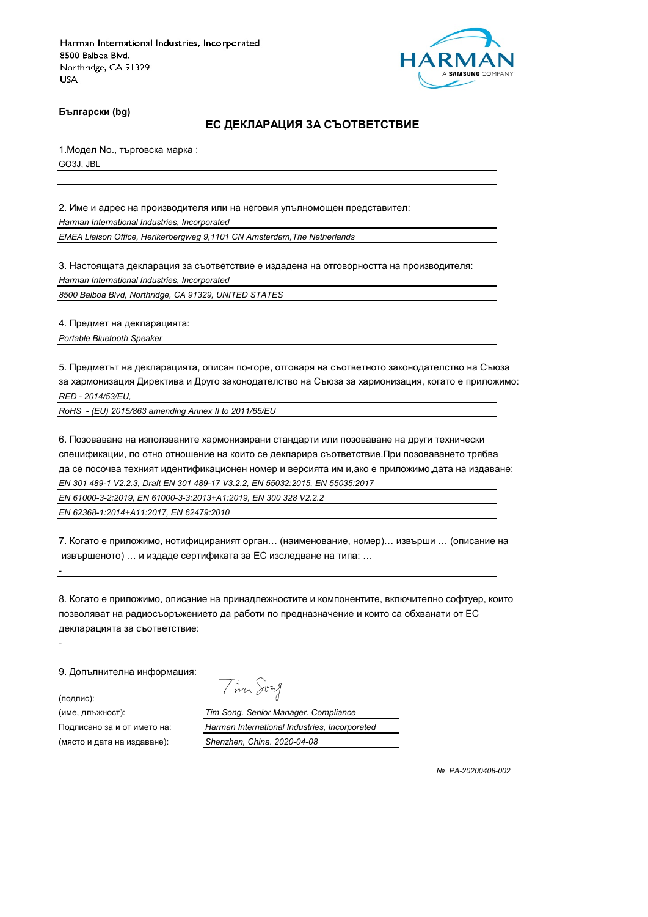Harman International Industries, Incorporated
8500 Balboa Blvd.
Northridge, CA 91329
USA

HARMAN
A SAMSUNG COMPANY

**Български (bg)**

## ЕС ДЕКЛАРАЦИЯ ЗА СЪОТВЕТСТВИЕ

1.Модел No., търговска марка :

GO3J, JBL

2. Име и адрес на производителя или на неговия упълномощен представител:

*Harman International Industries, Incorporated*

*EMEA Liaison Office, Herikerbergweg 9,1101 CN Amsterdam,The Netherlands*

3. Настоящата декларация за съответствие е издадена на отговорността на производителя:

*Harman International Industries, Incorporated*

*8500 Balboa Blvd, Northridge, CA 91329, UNITED STATES*

4. Предмет на декларацията:

*Portable Bluetooth Speaker*

5. Предметът на декларацията, описан по-горе, отговаря на съответното законодателство на Съюза за хармонизация Директива и Друго законодателство на Съюза за хармонизация, когато е приложимо:

*RED - 2014/53/EU,*

*RoHS - (EU) 2015/863 amending Annex II to 2011/65/EU*

6. Позоваване на използваните хармонизирани стандарти или позоваване на други технически спецификации, по отно отношение на които се декларира съответствие.При позоваването трябва да се посочва техният идентификационен номер и версията им и,ако е приложимо,дата на издаване:

*EN 301 489-1 V2.2.3, Draft EN 301 489-17 V3.2.2, EN 55032:2015, EN 55035:2017*

*EN 61000-3-2:2019, EN 61000-3-3:2013+A1:2019, EN 300 328 V2.2.2*

*EN 62368-1:2014+A11:2017, EN 62479:2010*

7. Когато е приложимо, нотифицираният орган… (наименование, номер)… извърши … (описание на извършеното) … и издаде сертификата за ЕС изследване на типа: …

-

8. Когато е приложимо, описание на принадлежностите и компонентите, включително софтуер, които позволяват на радиосъоръжението да работи по предназначение и които са обхванати от ЕС декларацията за съответствие:

-

9. Допълнителна информация:

(подпис):

(име, длъжност): *Tim Song. Senior Manager. Compliance*

Подписано за и от името на: *Harman International Industries, Incorporated*

(място и дата на издаване): *Shenzhen, China. 2020-04-08*

*№ PA-20200408-002*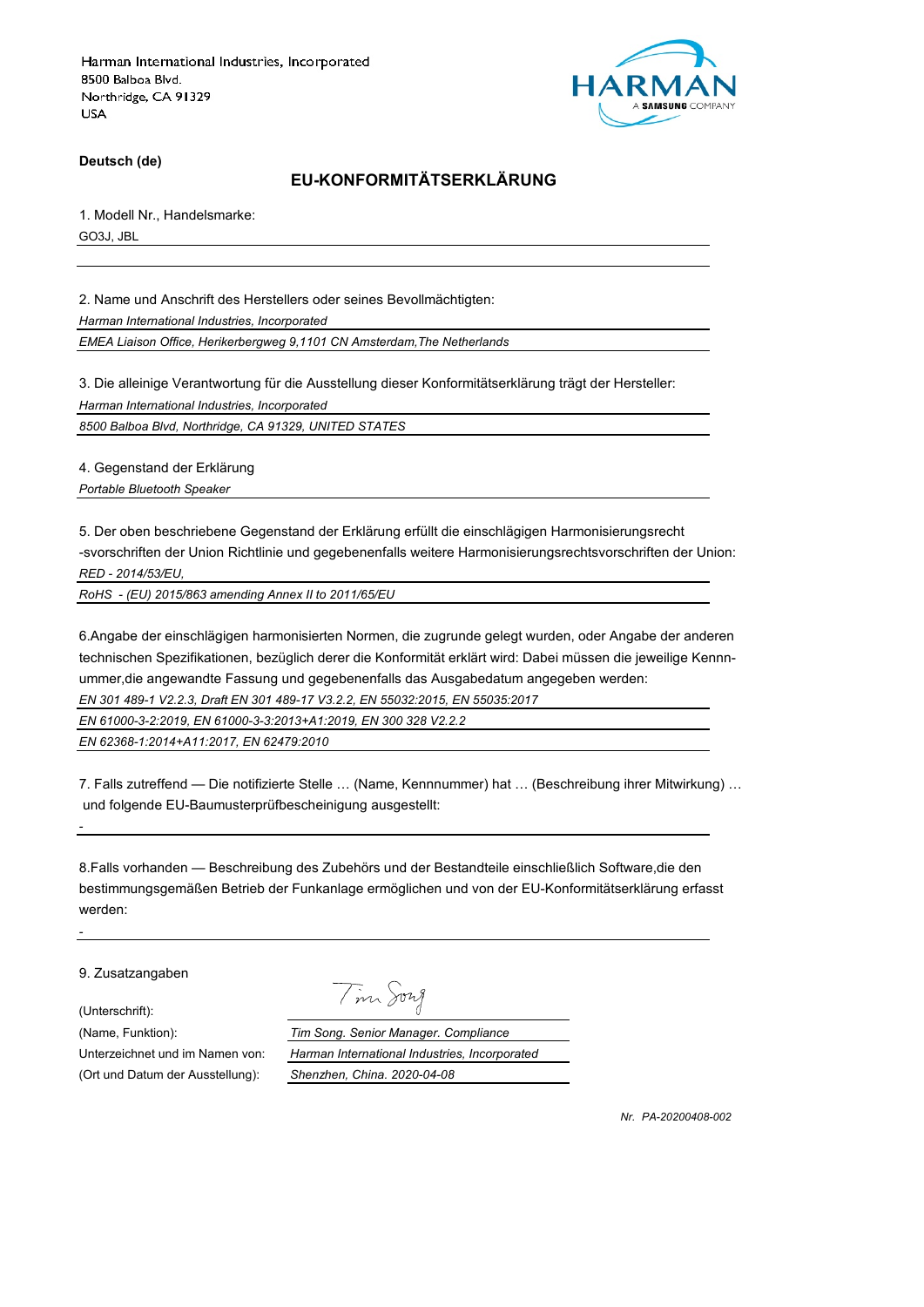Harman International Industries, Incorporated
8500 Balboa Blvd.
Northridge, CA 91329
USA

HARMAN
A SAMSUNG COMPANY

**Deutsch (de)**

## EU-KONFORMITÄTSERKLÄRUNG

1. Modell Nr., Handelsmarke:

GO3J, JBL

2. Name und Anschrift des Herstellers oder seines Bevollmächtigten:

*Harman International Industries, Incorporated*

*EMEA Liaison Office, Herikerbergweg 9,1101 CN Amsterdam,The Netherlands*

3. Die alleinige Verantwortung für die Ausstellung dieser Konformitätserklärung trägt der Hersteller:

*Harman International Industries, Incorporated*

*8500 Balboa Blvd, Northridge, CA 91329, UNITED STATES*

4. Gegenstand der Erklärung

*Portable Bluetooth Speaker*

5. Der oben beschriebene Gegenstand der Erklärung erfüllt die einschlägigen Harmonisierungsrecht -svorschriften der Union Richtlinie und gegebenenfalls weitere Harmonisierungsrechtsvorschriften der Union:

*RED - 2014/53/EU,*

*RoHS - (EU) 2015/863 amending Annex II to 2011/65/EU*

6.Angabe der einschlägigen harmonisierten Normen, die zugrunde gelegt wurden, oder Angabe der anderen technischen Spezifikationen, bezüglich derer die Konformität erklärt wird: Dabei müssen die jeweilige Kennnummer,die angewandte Fassung und gegebenenfalls das Ausgabedatum angegeben werden:

*EN 301 489-1 V2.2.3, Draft EN 301 489-17 V3.2.2, EN 55032:2015, EN 55035:2017*

*EN 61000-3-2:2019, EN 61000-3-3:2013+A1:2019, EN 300 328 V2.2.2*

*EN 62368-1:2014+A11:2017, EN 62479:2010*

7. Falls zutreffend — Die notifizierte Stelle … (Name, Kennnummer) hat … (Beschreibung ihrer Mitwirkung) … und folgende EU-Baumusterprüfbescheinigung ausgestellt:

-

8.Falls vorhanden — Beschreibung des Zubehörs und der Bestandteile einschließlich Software,die den bestimmungsgemäßen Betrieb der Funkanlage ermöglichen und von der EU-Konformitätserklärung erfasst werden:

-

9. Zusatzangaben

| | |
|---|---|
| (Unterschrift): | *Tim Song* |
| (Name, Funktion): | *Tim Song. Senior Manager. Compliance* |
| Unterzeichnet und im Namen von: | *Harman International Industries, Incorporated* |
| (Ort und Datum der Ausstellung): | *Shenzhen, China. 2020-04-08* |

*Nr. PA-20200408-002*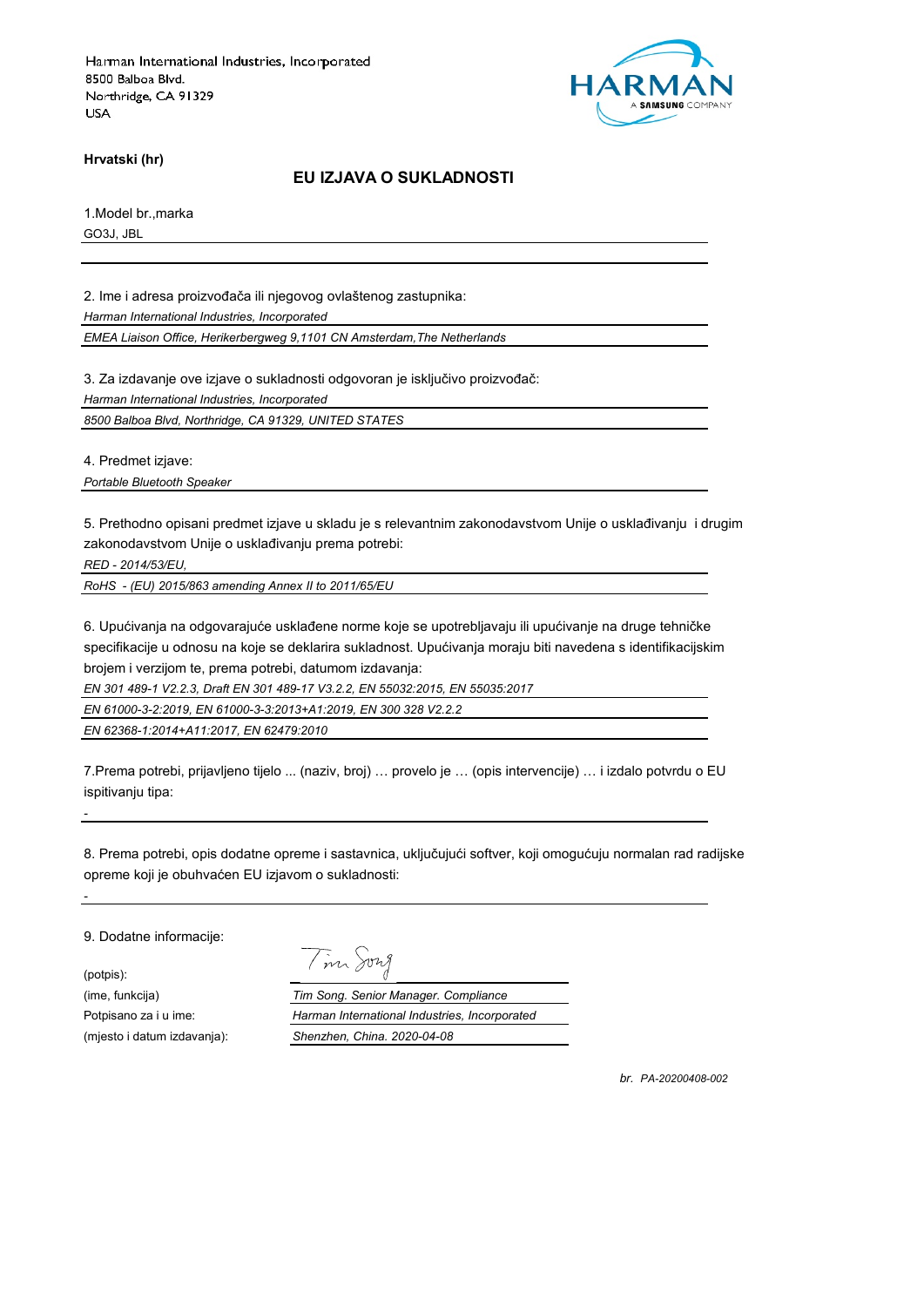Harman International Industries, Incorporated
8500 Balboa Blvd.
Northridge, CA 91329
USA

**Hrvatski (hr)**

## EU IZJAVA O SUKLADNOSTI

1.Model br.,marka

GO3J, JBL

2. Ime i adresa proizvođača ili njegovog ovlaštenog zastupnika:

*Harman International Industries, Incorporated*

*EMEA Liaison Office, Herikerbergweg 9,1101 CN Amsterdam,The Netherlands*

3. Za izdavanje ove izjave o sukladnosti odgovoran je isključivo proizvođač:

*Harman International Industries, Incorporated*

*8500 Balboa Blvd, Northridge, CA 91329, UNITED STATES*

4. Predmet izjave:

*Portable Bluetooth Speaker*

5. Prethodno opisani predmet izjave u skladu je s relevantnim zakonodavstvom Unije o usklađivanju i drugim zakonodavstvom Unije o usklađivanju prema potrebi:

*RED - 2014/53/EU,*

*RoHS - (EU) 2015/863 amending Annex II to 2011/65/EU*

6. Upućivanja na odgovarajuće usklađene norme koje se upotrebljavaju ili upućivanje na druge tehničke specifikacije u odnosu na koje se deklarira sukladnost. Upućivanja moraju biti navedena s identifikacijskim brojem i verzijom te, prema potrebi, datumom izdavanja:

*EN 301 489-1 V2.2.3, Draft EN 301 489-17 V3.2.2, EN 55032:2015, EN 55035:2017*

*EN 61000-3-2:2019, EN 61000-3-3:2013+A1:2019, EN 300 328 V2.2.2*

*EN 62368-1:2014+A11:2017, EN 62479:2010*

7.Prema potrebi, prijavljeno tijelo ... (naziv, broj) … provelo je … (opis intervencije) … i izdalo potvrdu o EU ispitivanju tipa:

-

8. Prema potrebi, opis dodatne opreme i sastavnica, uključujući softver, koji omogućuju normalan rad radijske opreme koji je obuhvaćen EU izjavom o sukladnosti:

-

9. Dodatne informacije:

(potpis):

(ime, funkcija) *Tim Song. Senior Manager. Compliance*

Potpisano za i u ime: *Harman International Industries, Incorporated*

(mjesto i datum izdavanja): *Shenzhen, China. 2020-04-08*

*br. PA-20200408-002*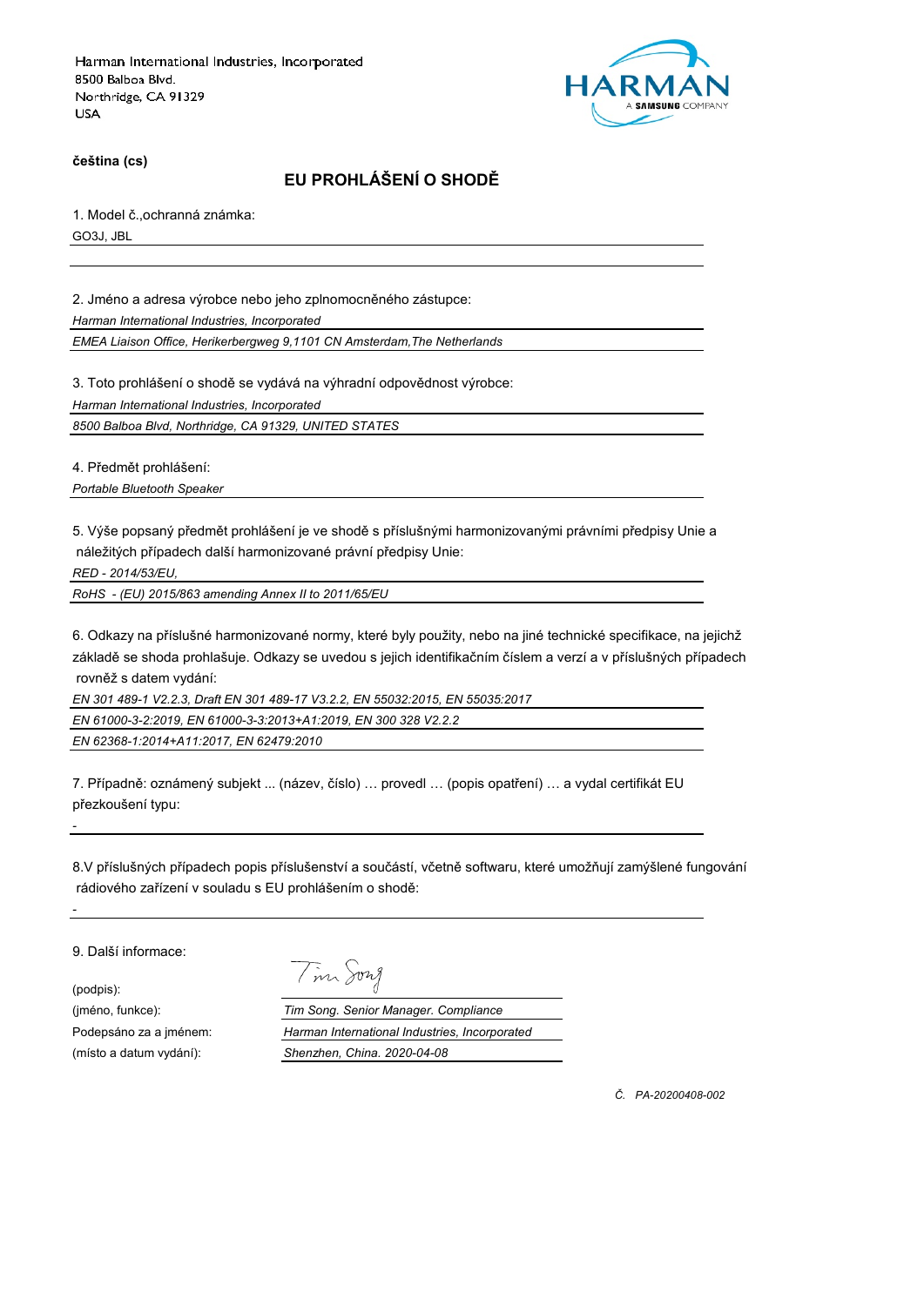Harman International Industries, Incorporated
8500 Balboa Blvd.
Northridge, CA 91329
USA

HARMAN
A SAMSUNG COMPANY

**čeština (cs)**

## EU PROHLÁŠENÍ O SHODĚ

1. Model č.,ochranná známka:

GO3J, JBL

2. Jméno a adresa výrobce nebo jeho zplnomocněného zástupce:

*Harman International Industries, Incorporated*

*EMEA Liaison Office, Herikerbergweg 9,1101 CN Amsterdam,The Netherlands*

3. Toto prohlášení o shodě se vydává na výhradní odpovědnost výrobce:

*Harman International Industries, Incorporated*

*8500 Balboa Blvd, Northridge, CA 91329, UNITED STATES*

4. Předmět prohlášení:

*Portable Bluetooth Speaker*

5. Výše popsaný předmět prohlášení je ve shodě s příslušnými harmonizovanými právními předpisy Unie a náležitých případech další harmonizované právní předpisy Unie:

*RED - 2014/53/EU,*

*RoHS - (EU) 2015/863 amending Annex II to 2011/65/EU*

6. Odkazy na příslušné harmonizované normy, které byly použity, nebo na jiné technické specifikace, na jejichž základě se shoda prohlašuje. Odkazy se uvedou s jejich identifikačním číslem a verzí a v příslušných případech rovněž s datem vydání:

*EN 301 489-1 V2.2.3, Draft EN 301 489-17 V3.2.2, EN 55032:2015, EN 55035:2017*

*EN 61000-3-2:2019, EN 61000-3-3:2013+A1:2019, EN 300 328 V2.2.2*

*EN 62368-1:2014+A11:2017, EN 62479:2010*

7. Případně: oznámený subjekt ... (název, číslo) … provedl … (popis opatření) … a vydal certifikát EU přezkoušení typu:

-

8.V příslušných případech popis příslušenství a součástí, včetně softwaru, které umožňují zamýšlené fungování rádiového zařízení v souladu s EU prohlášením o shodě:

-

9. Další informace:

(podpis): Tim Song

(jméno, funkce): *Tim Song. Senior Manager. Compliance*

Podepsáno za a jménem: *Harman International Industries, Incorporated*

(místo a datum vydání): *Shenzhen, China. 2020-04-08*

*Č. PA-20200408-002*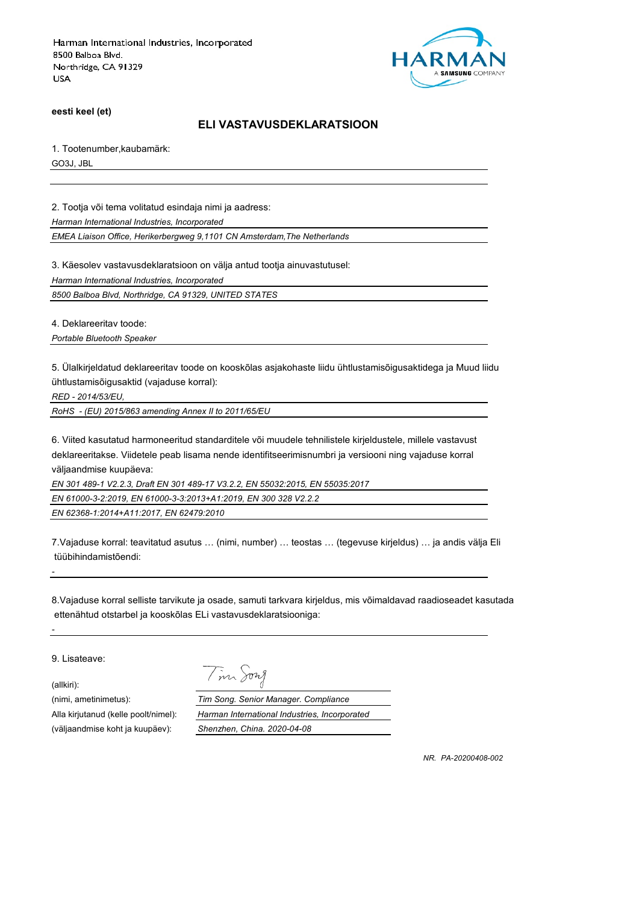Harman International Industries, Incorporated
8500 Balboa Blvd.
Northridge, CA 91329
USA

**eesti keel (et)**

## ELI VASTAVUSDEKLARATSIOON

1. Tootenumber,kaubamärk:

GO3J, JBL

2. Tootja või tema volitatud esindaja nimi ja aadress:

*Harman International Industries, Incorporated*

*EMEA Liaison Office, Herikerbergweg 9,1101 CN Amsterdam,The Netherlands*

3. Käesolev vastavusdeklaratsioon on välja antud tootja ainuvastutusel:

*Harman International Industries, Incorporated*

*8500 Balboa Blvd, Northridge, CA 91329, UNITED STATES*

4. Deklareeritav toode:

*Portable Bluetooth Speaker*

5. Ülalkirjeldatud deklareeritav toode on kooskõlas asjakohaste liidu ühtlustamisõigusaktidega ja Muud liidu ühtlustamisõigusaktid (vajaduse korral):

*RED - 2014/53/EU,*

*RoHS - (EU) 2015/863 amending Annex II to 2011/65/EU*

6. Viited kasutatud harmoneeritud standarditele või muudele tehnilistele kirjeldustele, millele vastavust deklareeritakse. Viidetele peab lisama nende identifitseerimisnumbri ja versiooni ning vajaduse korral väljaandmise kuupäeva:

*EN 301 489-1 V2.2.3, Draft EN 301 489-17 V3.2.2, EN 55032:2015, EN 55035:2017*

*EN 61000-3-2:2019, EN 61000-3-3:2013+A1:2019, EN 300 328 V2.2.2*

*EN 62368-1:2014+A11:2017, EN 62479:2010*

7.Vajaduse korral: teavitatud asutus … (nimi, number) … teostas … (tegevuse kirjeldus) … ja andis välja Eli tüübihindamistõendi:

-

8.Vajaduse korral selliste tarvikute ja osade, samuti tarkvara kirjeldus, mis võimaldavad raadioseadet kasutada ettenähtud otstarbel ja kooskõlas ELi vastavusdeklaratsiooniga:

-

9. Lisateave:

| | |
|---|---|
| (allkiri): | Tim Song |
| (nimi, ametinimetus): | *Tim Song. Senior Manager. Compliance* |
| Alla kirjutanud (kelle poolt/nimel): | *Harman International Industries, Incorporated* |
| (väljaandmise koht ja kuupäev): | *Shenzhen, China. 2020-04-08* |

*NR. PA-20200408-002*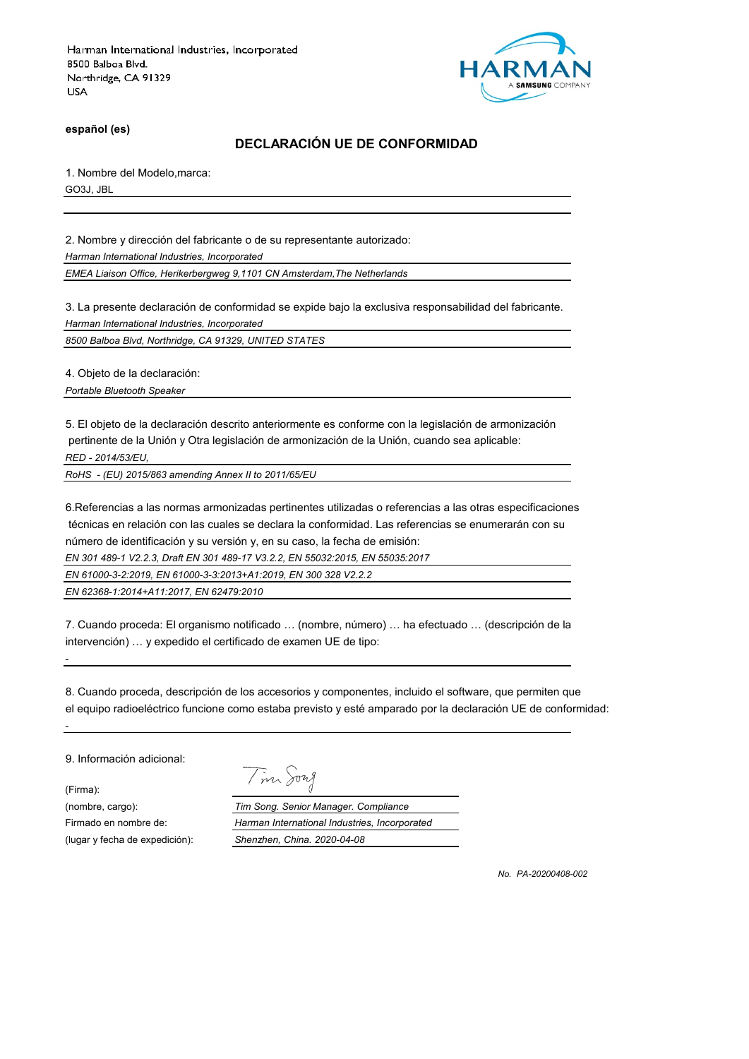Harman International Industries, Incorporated
8500 Balboa Blvd.
Northridge, CA 91329
USA

**español (es)**

## DECLARACIÓN UE DE CONFORMIDAD

1. Nombre del Modelo,marca:

GO3J, JBL

2. Nombre y dirección del fabricante o de su representante autorizado:

*Harman International Industries, Incorporated*

*EMEA Liaison Office, Herikerbergweg 9,1101 CN Amsterdam,The Netherlands*

3. La presente declaración de conformidad se expide bajo la exclusiva responsabilidad del fabricante.

*Harman International Industries, Incorporated*

*8500 Balboa Blvd, Northridge, CA 91329, UNITED STATES*

4. Objeto de la declaración:

*Portable Bluetooth Speaker*

5. El objeto de la declaración descrito anteriormente es conforme con la legislación de armonización pertinente de la Unión y Otra legislación de armonización de la Unión, cuando sea aplicable:

*RED - 2014/53/EU,*

*RoHS - (EU) 2015/863 amending Annex II to 2011/65/EU*

6.Referencias a las normas armonizadas pertinentes utilizadas o referencias a las otras especificaciones técnicas en relación con las cuales se declara la conformidad. Las referencias se enumerarán con su número de identificación y su versión y, en su caso, la fecha de emisión:

*EN 301 489-1 V2.2.3, Draft EN 301 489-17 V3.2.2, EN 55032:2015, EN 55035:2017*

*EN 61000-3-2:2019, EN 61000-3-3:2013+A1:2019, EN 300 328 V2.2.2*

*EN 62368-1:2014+A11:2017, EN 62479:2010*

7. Cuando proceda: El organismo notificado … (nombre, número) … ha efectuado … (descripción de la intervención) … y expedido el certificado de examen UE de tipo:

-

8. Cuando proceda, descripción de los accesorios y componentes, incluido el software, que permiten que el equipo radioeléctrico funcione como estaba previsto y esté amparado por la declaración UE de conformidad:

-

9. Información adicional:

(Firma):

(nombre, cargo): *Tim Song. Senior Manager. Compliance*

Firmado en nombre de: *Harman International Industries, Incorporated*

(lugar y fecha de expedición): *Shenzhen, China. 2020-04-08*

*No. PA-20200408-002*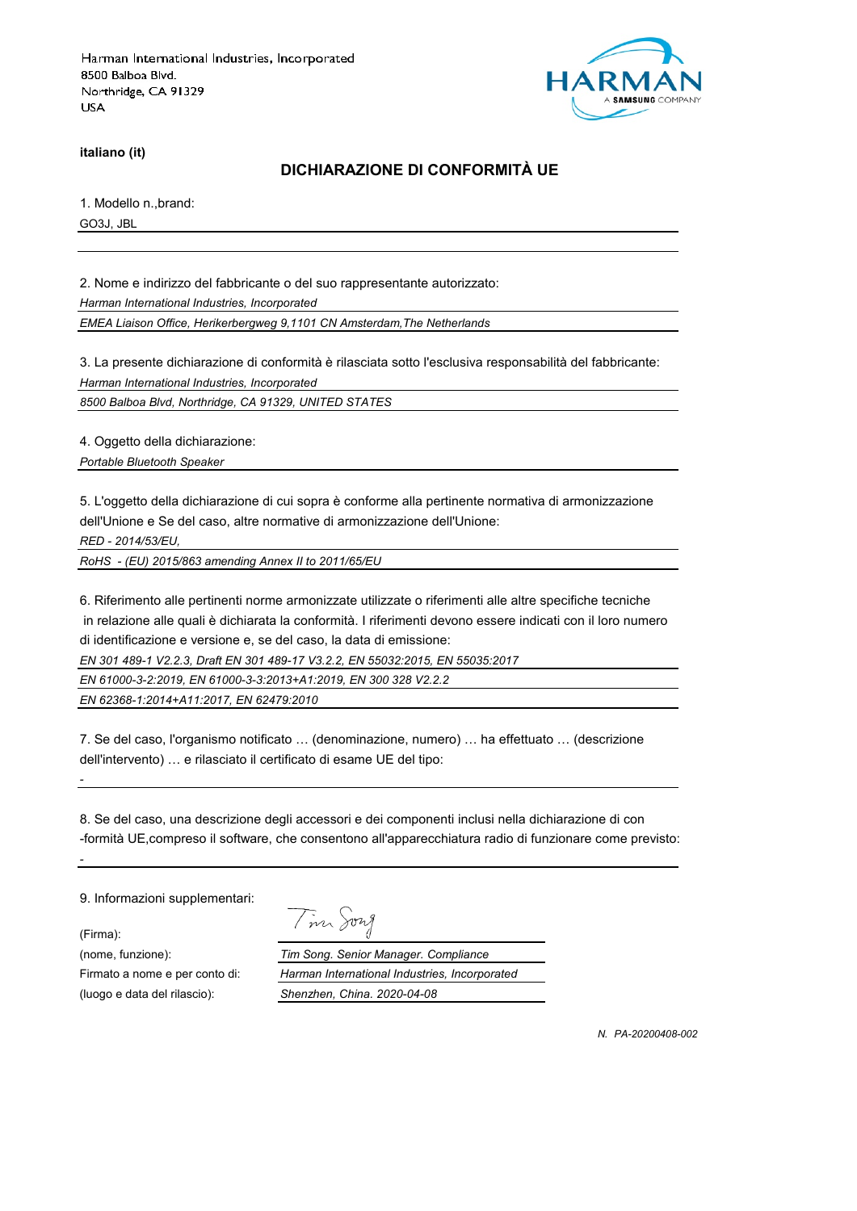Harman International Industries, Incorporated
8500 Balboa Blvd.
Northridge, CA 91329
USA

HARMAN
A SAMSUNG COMPANY

**italiano (it)**

## DICHIARAZIONE DI CONFORMITÀ UE

1. Modello n.,brand:

GO3J, JBL

2. Nome e indirizzo del fabbricante o del suo rappresentante autorizzato:

*Harman International Industries, Incorporated*

*EMEA Liaison Office, Herikerbergweg 9,1101 CN Amsterdam,The Netherlands*

3. La presente dichiarazione di conformità è rilasciata sotto l'esclusiva responsabilità del fabbricante:

*Harman International Industries, Incorporated*

*8500 Balboa Blvd, Northridge, CA 91329, UNITED STATES*

4. Oggetto della dichiarazione:

*Portable Bluetooth Speaker*

5. L'oggetto della dichiarazione di cui sopra è conforme alla pertinente normativa di armonizzazione dell'Unione e Se del caso, altre normative di armonizzazione dell'Unione:

*RED - 2014/53/EU,*

*RoHS - (EU) 2015/863 amending Annex II to 2011/65/EU*

6. Riferimento alle pertinenti norme armonizzate utilizzate o riferimenti alle altre specifiche tecniche in relazione alle quali è dichiarata la conformità. I riferimenti devono essere indicati con il loro numero di identificazione e versione e, se del caso, la data di emissione:

*EN 301 489-1 V2.2.3, Draft EN 301 489-17 V3.2.2, EN 55032:2015, EN 55035:2017*

*EN 61000-3-2:2019, EN 61000-3-3:2013+A1:2019, EN 300 328 V2.2.2*

*EN 62368-1:2014+A11:2017, EN 62479:2010*

7. Se del caso, l'organismo notificato … (denominazione, numero) … ha effettuato … (descrizione dell'intervento) … e rilasciato il certificato di esame UE del tipo:

-

8. Se del caso, una descrizione degli accessori e dei componenti inclusi nella dichiarazione di con -formità UE,compreso il software, che consentono all'apparecchiatura radio di funzionare come previsto:

-

9. Informazioni supplementari:

(Firma): Tim Song

(nome, funzione): *Tim Song. Senior Manager. Compliance*

Firmato a nome e per conto di: *Harman International Industries, Incorporated*

(luogo e data del rilascio): *Shenzhen, China. 2020-04-08*

*N. PA-20200408-002*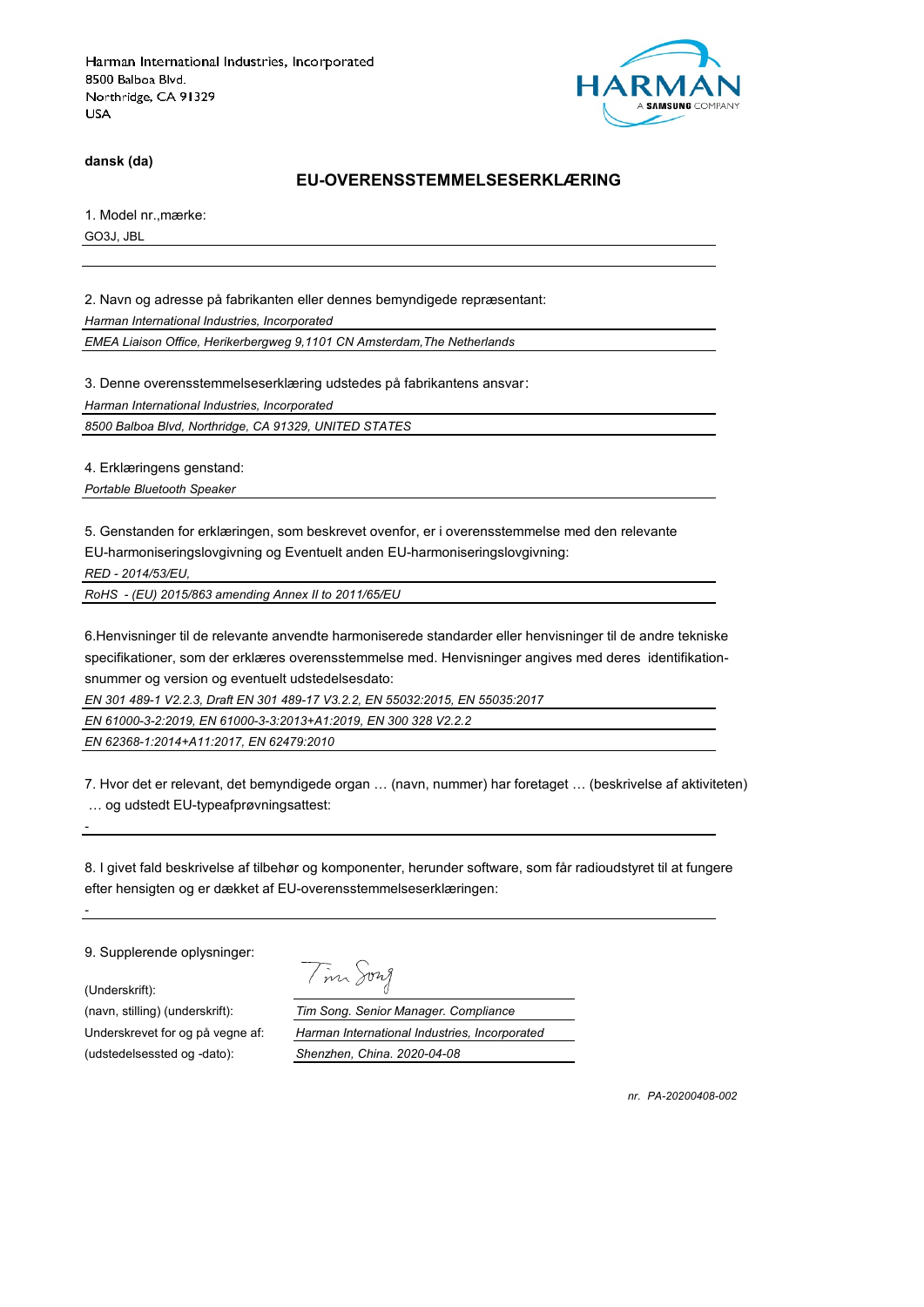Harman International Industries, Incorporated
8500 Balboa Blvd.
Northridge, CA 91329
USA

HARMAN
A SAMSUNG COMPANY

**dansk (da)**

## EU-OVERENSSTEMMELSESERKLÆRING

1. Model nr.,mærke:

GO3J, JBL

2. Navn og adresse på fabrikanten eller dennes bemyndigede repræsentant:

*Harman International Industries, Incorporated*

*EMEA Liaison Office, Herikerbergweg 9,1101 CN Amsterdam,The Netherlands*

3. Denne overensstemmelseserklæring udstedes på fabrikantens ansvar:

*Harman International Industries, Incorporated*

*8500 Balboa Blvd, Northridge, CA 91329, UNITED STATES*

4. Erklæringens genstand:

*Portable Bluetooth Speaker*

5. Genstanden for erklæringen, som beskrevet ovenfor, er i overensstemmelse med den relevante EU-harmoniseringslovgivning og Eventuelt anden EU-harmoniseringslovgivning:

*RED - 2014/53/EU,*

*RoHS - (EU) 2015/863 amending Annex II to 2011/65/EU*

6.Henvisninger til de relevante anvendte harmoniserede standarder eller henvisninger til de andre tekniske specifikationer, som der erklæres overensstemmelse med. Henvisninger angives med deres identifikation-snummer og version og eventuelt udstedelsesdato:

*EN 301 489-1 V2.2.3, Draft EN 301 489-17 V3.2.2, EN 55032:2015, EN 55035:2017*

*EN 61000-3-2:2019, EN 61000-3-3:2013+A1:2019, EN 300 328 V2.2.2*

*EN 62368-1:2014+A11:2017, EN 62479:2010*

7. Hvor det er relevant, det bemyndigede organ … (navn, nummer) har foretaget … (beskrivelse af aktiviteten) … og udstedt EU-typeafprøvningsattest:

-

8. I givet fald beskrivelse af tilbehør og komponenter, herunder software, som får radioudstyret til at fungere efter hensigten og er dækket af EU-overensstemmelseserklæringen:

-

9. Supplerende oplysninger:

| | |
|---|---|
| (Underskrift): | Tim Song |
| (navn, stilling) (underskrift): | *Tim Song. Senior Manager. Compliance* |
| Underskrevet for og på vegne af: | *Harman International Industries, Incorporated* |
| (udstedelsessted og -dato): | *Shenzhen, China. 2020-04-08* |

*nr. PA-20200408-002*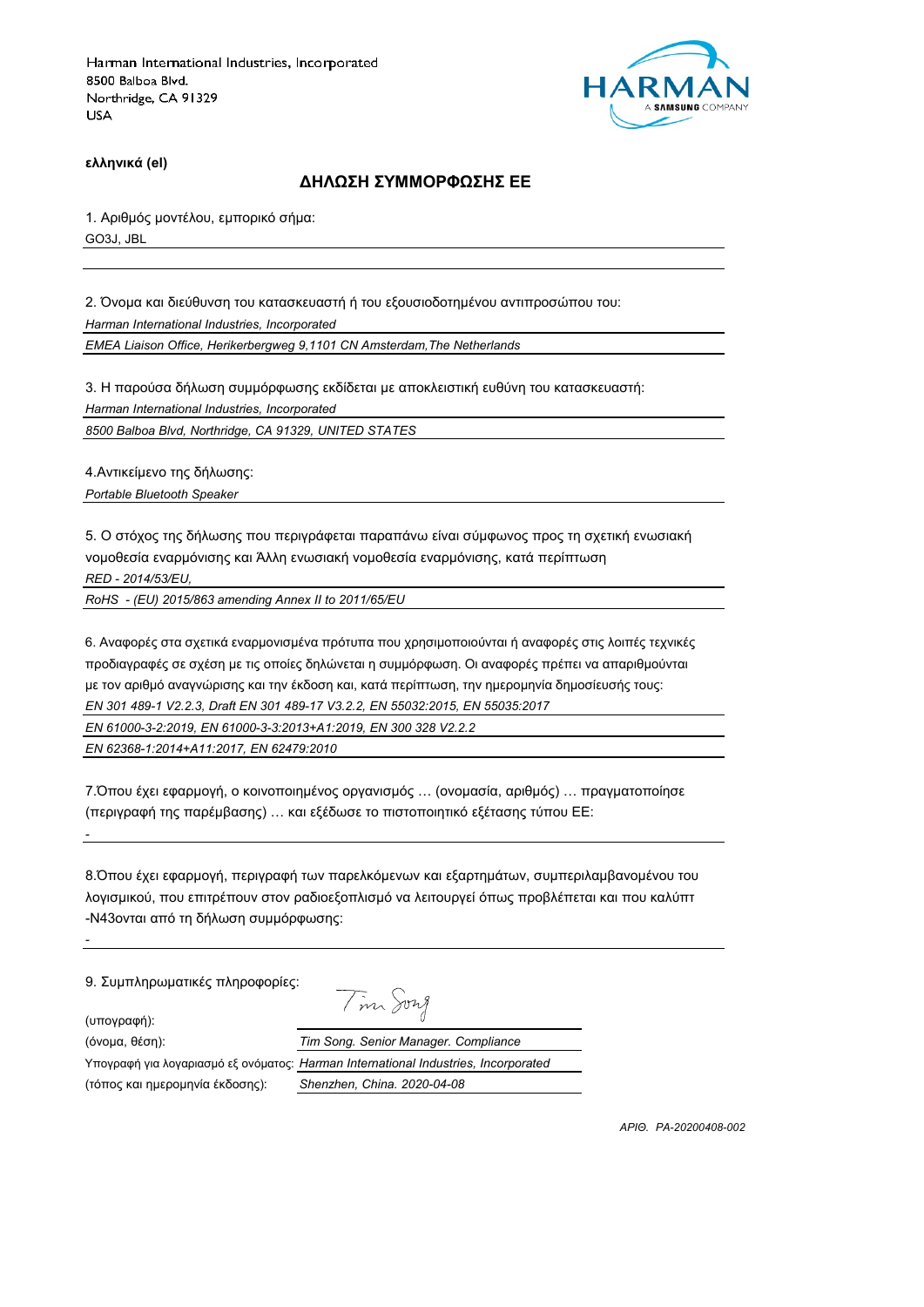Harman International Industries, Incorporated
8500 Balboa Blvd.
Northridge, CA 91329
USA

**ελληνικά (el)**

## ΔΗΛΩΣΗ ΣΥΜΜΟΡΦΩΣΗΣ ΕΕ

1. Αριθμός μοντέλου, εμπορικό σήμα:

GO3J, JBL

2. Όνομα και διεύθυνση του κατασκευαστή ή του εξουσιοδοτημένου αντιπροσώπου του:

*Harman International Industries, Incorporated*

*EMEA Liaison Office, Herikerbergweg 9,1101 CN Amsterdam,The Netherlands*

3. Η παρούσα δήλωση συμμόρφωσης εκδίδεται με αποκλειστική ευθύνη του κατασκευαστή:

*Harman International Industries, Incorporated*

*8500 Balboa Blvd, Northridge, CA 91329, UNITED STATES*

4.Αντικείμενο της δήλωσης:

*Portable Bluetooth Speaker*

5. Ο στόχος της δήλωσης που περιγράφεται παραπάνω είναι σύμφωνος προς τη σχετική ενωσιακή νομοθεσία εναρμόνισης και Άλλη ενωσιακή νομοθεσία εναρμόνισης, κατά περίπτωση

*RED - 2014/53/EU,*

*RoHS - (EU) 2015/863 amending Annex II to 2011/65/EU*

6. Αναφορές στα σχετικά εναρμονισμένα πρότυπα που χρησιμοποιούνται ή αναφορές στις λοιπές τεχνικές προδιαγραφές σε σχέση με τις οποίες δηλώνεται η συμμόρφωση. Οι αναφορές πρέπει να απαριθμούνται με τον αριθμό αναγνώρισης και την έκδοση και, κατά περίπτωση, την ημερομηνία δημοσίευσής τους:

*EN 301 489-1 V2.2.3, Draft EN 301 489-17 V3.2.2, EN 55032:2015, EN 55035:2017*

*EN 61000-3-2:2019, EN 61000-3-3:2013+A1:2019, EN 300 328 V2.2.2*

*EN 62368-1:2014+A11:2017, EN 62479:2010*

7.Όπου έχει εφαρμογή, ο κοινοποιημένος οργανισμός … (ονομασία, αριθμός) … πραγματοποίησε (περιγραφή της παρέμβασης) … και εξέδωσε το πιστοποιητικό εξέτασης τύπου ΕΕ:

-

8.Όπου έχει εφαρμογή, περιγραφή των παρελκόμενων και εξαρτημάτων, συμπεριλαμβανομένου του λογισμικού, που επιτρέπουν στον ραδιοεξοπλισμό να λειτουργεί όπως προβλέπεται και που καλύπτ -N43ονται από τη δήλωση συμμόρφωσης:

-

9. Συμπληρωματικές πληροφορίες:

(υπογραφή): Tim Song

(όνομα, θέση): *Tim Song. Senior Manager. Compliance*

Υπογραφή για λογαριασμό εξ ονόματος: *Harman International Industries, Incorporated*

(τόπος και ημερομηνία έκδοσης): *Shenzhen, China. 2020-04-08*

*ΑΡΙΘ. PA-20200408-002*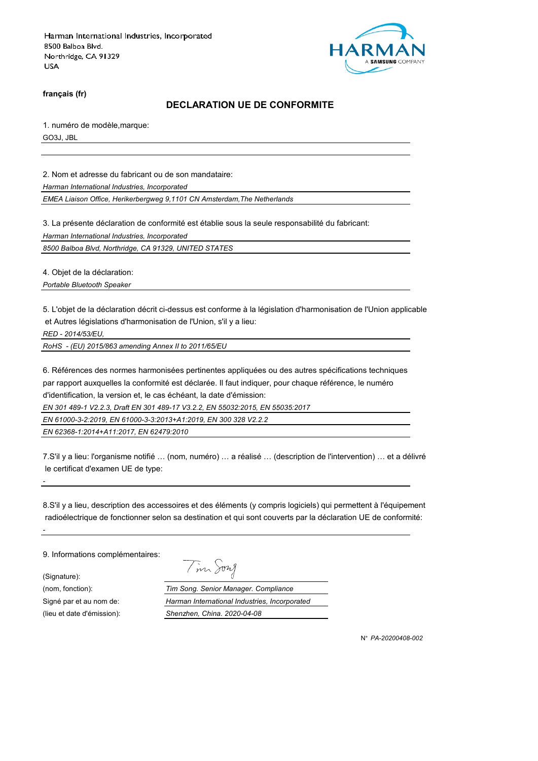Harman International Industries, Incorporated
8500 Balboa Blvd.
Northridge, CA 91329
USA

HARMAN
A SAMSUNG COMPANY

**français (fr)**

## DECLARATION UE DE CONFORMITE

1. numéro de modèle,marque:

GO3J, JBL

2. Nom et adresse du fabricant ou de son mandataire:

*Harman International Industries, Incorporated*

*EMEA Liaison Office, Herikerbergweg 9,1101 CN Amsterdam,The Netherlands*

3. La présente déclaration de conformité est établie sous la seule responsabilité du fabricant:

*Harman International Industries, Incorporated*

*8500 Balboa Blvd, Northridge, CA 91329, UNITED STATES*

4. Objet de la déclaration:

*Portable Bluetooth Speaker*

5. L'objet de la déclaration décrit ci-dessus est conforme à la législation d'harmonisation de l'Union applicable et Autres législations d'harmonisation de l'Union, s'il y a lieu:

*RED - 2014/53/EU,*

*RoHS - (EU) 2015/863 amending Annex II to 2011/65/EU*

6. Références des normes harmonisées pertinentes appliquées ou des autres spécifications techniques par rapport auxquelles la conformité est déclarée. Il faut indiquer, pour chaque référence, le numéro d'identification, la version et, le cas échéant, la date d'émission:

*EN 301 489-1 V2.2.3, Draft EN 301 489-17 V3.2.2, EN 55032:2015, EN 55035:2017*

*EN 61000-3-2:2019, EN 61000-3-3:2013+A1:2019, EN 300 328 V2.2.2*

*EN 62368-1:2014+A11:2017, EN 62479:2010*

7.S'il y a lieu: l'organisme notifié … (nom, numéro) … a réalisé … (description de l'intervention) … et a délivré le certificat d'examen UE de type:

-

8.S'il y a lieu, description des accessoires et des éléments (y compris logiciels) qui permettent à l'équipement radioélectrique de fonctionner selon sa destination et qui sont couverts par la déclaration UE de conformité:

-

9. Informations complémentaires:

(Signature): Tim Song

(nom, fonction): *Tim Song. Senior Manager. Compliance*

Signé par et au nom de: *Harman International Industries, Incorporated*

(lieu et date d'émission): *Shenzhen, China. 2020-04-08*

N° *PA-20200408-002*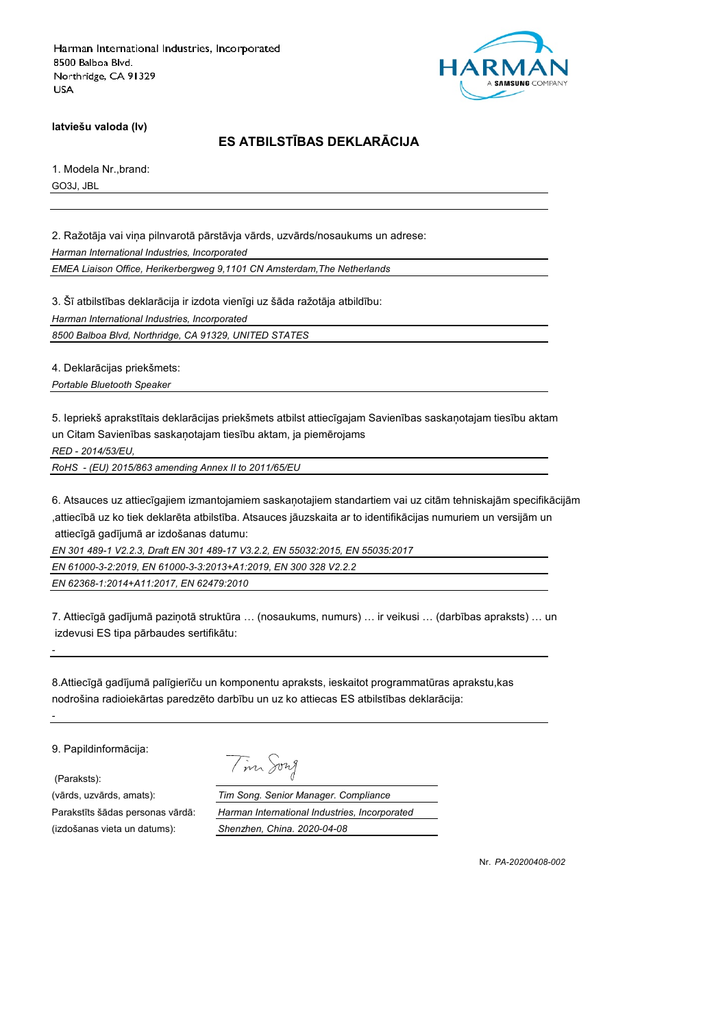Harman International Industries, Incorporated
8500 Balboa Blvd.
Northridge, CA 91329
USA

HARMAN
A SAMSUNG COMPANY

**latviešu valoda (lv)**

## ES ATBILSTĪBAS DEKLARĀCIJA

1. Modela Nr.,brand:

GO3J, JBL

2. Ražotāja vai viņa pilnvarotā pārstāvja vārds, uzvārds/nosaukums un adrese:

*Harman International Industries, Incorporated*

*EMEA Liaison Office, Herikerbergweg 9,1101 CN Amsterdam,The Netherlands*

3. Šī atbilstības deklarācija ir izdota vienīgi uz šāda ražotāja atbildību:

*Harman International Industries, Incorporated*

*8500 Balboa Blvd, Northridge, CA 91329, UNITED STATES*

4. Deklarācijas priekšmets:

*Portable Bluetooth Speaker*

5. Iepriekš aprakstītais deklarācijas priekšmets atbilst attiecīgajam Savienības saskaņotajam tiesību aktam un Citam Savienības saskaņotajam tiesību aktam, ja piemērojams

*RED - 2014/53/EU,*

*RoHS - (EU) 2015/863 amending Annex II to 2011/65/EU*

6. Atsauces uz attiecīgajiem izmantojamiem saskaņotajiem standartiem vai uz citām tehniskajām specifikācijām ,attiecībā uz ko tiek deklarēta atbilstība. Atsauces jāuzskaita ar to identifikācijas numuriem un versijām un attiecīgā gadījumā ar izdošanas datumu:

*EN 301 489-1 V2.2.3, Draft EN 301 489-17 V3.2.2, EN 55032:2015, EN 55035:2017*

*EN 61000-3-2:2019, EN 61000-3-3:2013+A1:2019, EN 300 328 V2.2.2*

*EN 62368-1:2014+A11:2017, EN 62479:2010*

7. Attiecīgā gadījumā paziņotā struktūra … (nosaukums, numurs) … ir veikusi … (darbības apraksts) … un izdevusi ES tipa pārbaudes sertifikātu:

-

8.Attiecīgā gadījumā palīgierīču un komponentu apraksts, ieskaitot programmatūras aprakstu,kas nodrošina radioiekārtas paredzēto darbību un uz ko attiecas ES atbilstības deklarācija:

-

9. Papildinformācija:

(Paraksts): Tim Song

(vārds, uzvārds, amats): *Tim Song. Senior Manager. Compliance*

Parakstīts šādas personas vārdā: *Harman International Industries, Incorporated*

(izdošanas vieta un datums): *Shenzhen, China. 2020-04-08*

Nr. *PA-20200408-002*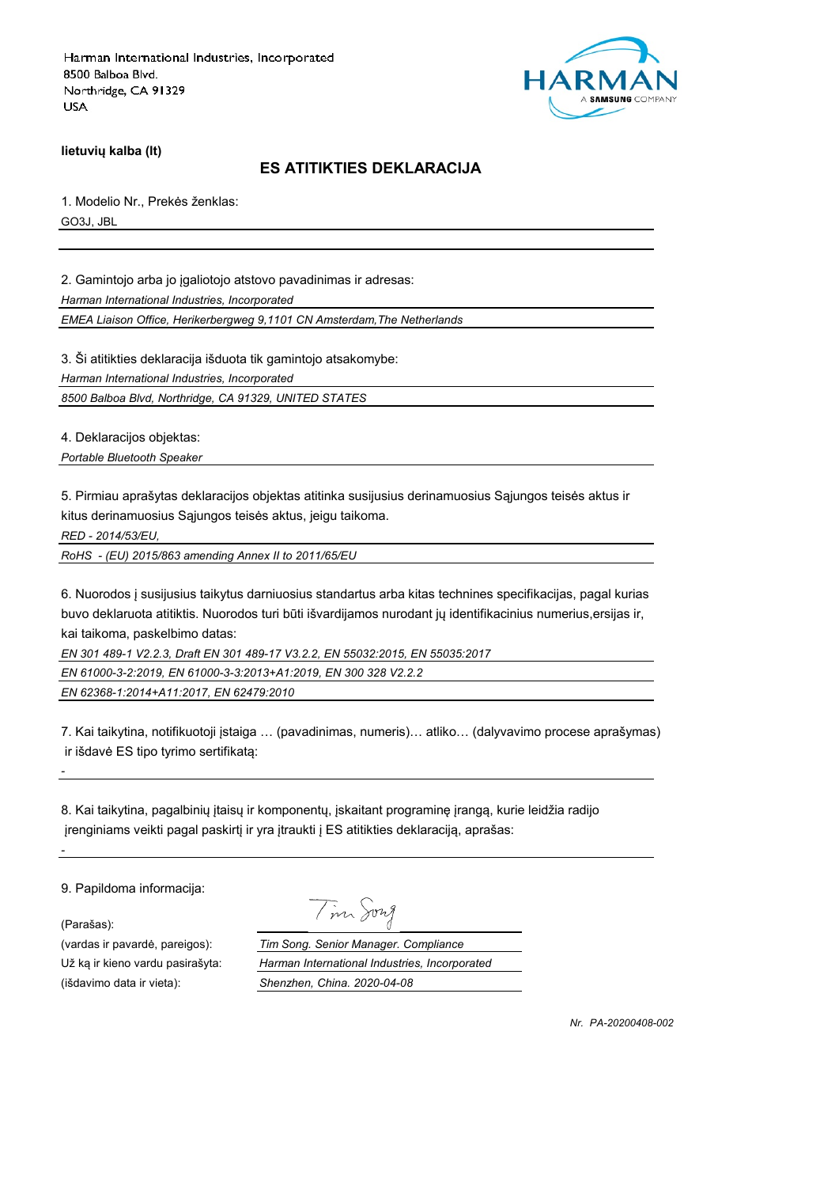Harman International Industries, Incorporated
8500 Balboa Blvd.
Northridge, CA 91329
USA

HARMAN
A SAMSUNG COMPANY

**lietuvių kalba (lt)**

## ES ATITIKTIES DEKLARACIJA

1. Modelio Nr., Prekės ženklas:

GO3J, JBL

2. Gamintojo arba jo įgaliotojo atstovo pavadinimas ir adresas:

*Harman International Industries, Incorporated*

*EMEA Liaison Office, Herikerbergweg 9,1101 CN Amsterdam,The Netherlands*

3. Ši atitikties deklaracija išduota tik gamintojo atsakomybe:

*Harman International Industries, Incorporated*

*8500 Balboa Blvd, Northridge, CA 91329, UNITED STATES*

4. Deklaracijos objektas:

*Portable Bluetooth Speaker*

5. Pirmiau aprašytas deklaracijos objektas atitinka susijusius derinamuosius Sąjungos teisės aktus ir kitus derinamuosius Sąjungos teisės aktus, jeigu taikoma.

*RED - 2014/53/EU,*

*RoHS - (EU) 2015/863 amending Annex II to 2011/65/EU*

6. Nuorodos į susijusius taikytus darniuosius standartus arba kitas technines specifikacijas, pagal kurias buvo deklaruota atitiktis. Nuorodos turi būti išvardijamos nurodant jų identifikacinius numerius,ersijas ir, kai taikoma, paskelbimo datas:

*EN 301 489-1 V2.2.3, Draft EN 301 489-17 V3.2.2, EN 55032:2015, EN 55035:2017*

*EN 61000-3-2:2019, EN 61000-3-3:2013+A1:2019, EN 300 328 V2.2.2*

*EN 62368-1:2014+A11:2017, EN 62479:2010*

7. Kai taikytina, notifikuotoji įstaiga … (pavadinimas, numeris)… atliko… (dalyvavimo procese aprašymas) ir išdavė ES tipo tyrimo sertifikatą:

-

8. Kai taikytina, pagalbinių įtaisų ir komponentų, įskaitant programinę įrangą, kurie leidžia radijo įrenginiams veikti pagal paskirtį ir yra įtraukti į ES atitikties deklaraciją, aprašas:

-

9. Papildoma informacija:

(Parašas): Tim Song

(vardas ir pavardė, pareigos): *Tim Song. Senior Manager. Compliance*

Už ką ir kieno vardu pasirašyta: *Harman International Industries, Incorporated*

(išdavimo data ir vieta): *Shenzhen, China. 2020-04-08*

*Nr. PA-20200408-002*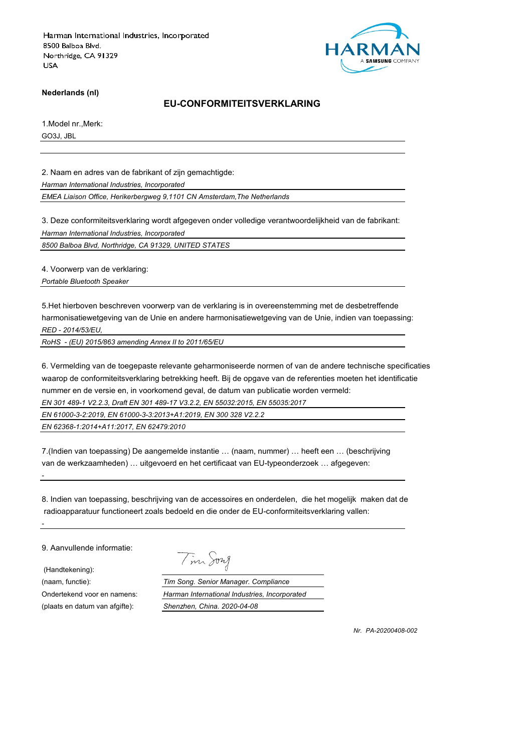Harman International Industries, Incorporated
8500 Balboa Blvd.
Northridge, CA 91329
USA

**Nederlands (nl)**

## EU-CONFORMITEITSVERKLARING

1.Model nr.,Merk:

GO3J, JBL

2. Naam en adres van de fabrikant of zijn gemachtigde:

*Harman International Industries, Incorporated*

*EMEA Liaison Office, Herikerbergweg 9,1101 CN Amsterdam,The Netherlands*

3. Deze conformiteitsverklaring wordt afgegeven onder volledige verantwoordelijkheid van de fabrikant:

*Harman International Industries, Incorporated*

*8500 Balboa Blvd, Northridge, CA 91329, UNITED STATES*

4. Voorwerp van de verklaring:

*Portable Bluetooth Speaker*

5.Het hierboven beschreven voorwerp van de verklaring is in overeenstemming met de desbetreffende harmonisatiewetgeving van de Unie en andere harmonisatiewetgeving van de Unie, indien van toepassing:

*RED - 2014/53/EU,*

*RoHS - (EU) 2015/863 amending Annex II to 2011/65/EU*

6. Vermelding van de toegepaste relevante geharmoniseerde normen of van de andere technische specificaties waarop de conformiteitsverklaring betrekking heeft. Bij de opgave van de referenties moeten het identificatie nummer en de versie en, in voorkomend geval, de datum van publicatie worden vermeld:

*EN 301 489-1 V2.2.3, Draft EN 301 489-17 V3.2.2, EN 55032:2015, EN 55035:2017*

*EN 61000-3-2:2019, EN 61000-3-3:2013+A1:2019, EN 300 328 V2.2.2*

*EN 62368-1:2014+A11:2017, EN 62479:2010*

7.(Indien van toepassing) De aangemelde instantie … (naam, nummer) … heeft een … (beschrijving van de werkzaamheden) … uitgevoerd en het certificaat van EU-typeonderzoek … afgegeven:

-

8. Indien van toepassing, beschrijving van de accessoires en onderdelen, die het mogelijk maken dat de radioapparatuur functioneert zoals bedoeld en die onder de EU-conformiteitsverklaring vallen:

-

9. Aanvullende informatie:

(Handtekening):

(naam, functie): *Tim Song. Senior Manager. Compliance*

Ondertekend voor en namens: *Harman International Industries, Incorporated*

(plaats en datum van afgifte): *Shenzhen, China. 2020-04-08*

*Nr. PA-20200408-002*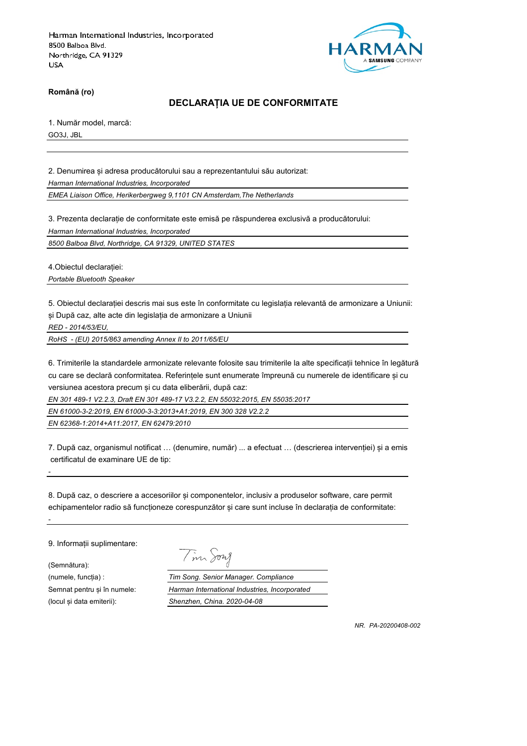Harman International Industries, Incorporated
8500 Balboa Blvd.
Northridge, CA 91329
USA

HARMAN
A SAMSUNG COMPANY

**Română (ro)**

## DECLARAȚIA UE DE CONFORMITATE

1. Număr model, marcă:

GO3J, JBL

2. Denumirea și adresa producătorului sau a reprezentantului său autorizat:

*Harman International Industries, Incorporated*

*EMEA Liaison Office, Herikerbergweg 9,1101 CN Amsterdam,The Netherlands*

3. Prezenta declarație de conformitate este emisă pe răspunderea exclusivă a producătorului:

*Harman International Industries, Incorporated*

*8500 Balboa Blvd, Northridge, CA 91329, UNITED STATES*

4.Obiectul declarației:

*Portable Bluetooth Speaker*

5. Obiectul declarației descris mai sus este în conformitate cu legislația relevantă de armonizare a Uniunii: și După caz, alte acte din legislația de armonizare a Uniunii

*RED - 2014/53/EU,*

*RoHS - (EU) 2015/863 amending Annex II to 2011/65/EU*

6. Trimiterile la standardele armonizate relevante folosite sau trimiterile la alte specificații tehnice în legătură cu care se declară conformitatea. Referințele sunt enumerate împreună cu numerele de identificare și cu versiunea acestora precum și cu data eliberării, după caz:

*EN 301 489-1 V2.2.3, Draft EN 301 489-17 V3.2.2, EN 55032:2015, EN 55035:2017*

*EN 61000-3-2:2019, EN 61000-3-3:2013+A1:2019, EN 300 328 V2.2.2*

*EN 62368-1:2014+A11:2017, EN 62479:2010*

7. După caz, organismul notificat … (denumire, număr) ... a efectuat … (descrierea intervenției) și a emis certificatul de examinare UE de tip:

-

8. După caz, o descriere a accesoriilor și componentelor, inclusiv a produselor software, care permit echipamentelor radio să funcționeze corespunzător și care sunt incluse în declarația de conformitate:

-

9. Informații suplimentare:

(Semnătura): Tim Song

(numele, funcția) : *Tim Song. Senior Manager. Compliance*

Semnat pentru și în numele: *Harman International Industries, Incorporated*

(locul și data emiterii): *Shenzhen, China. 2020-04-08*

*NR. PA-20200408-002*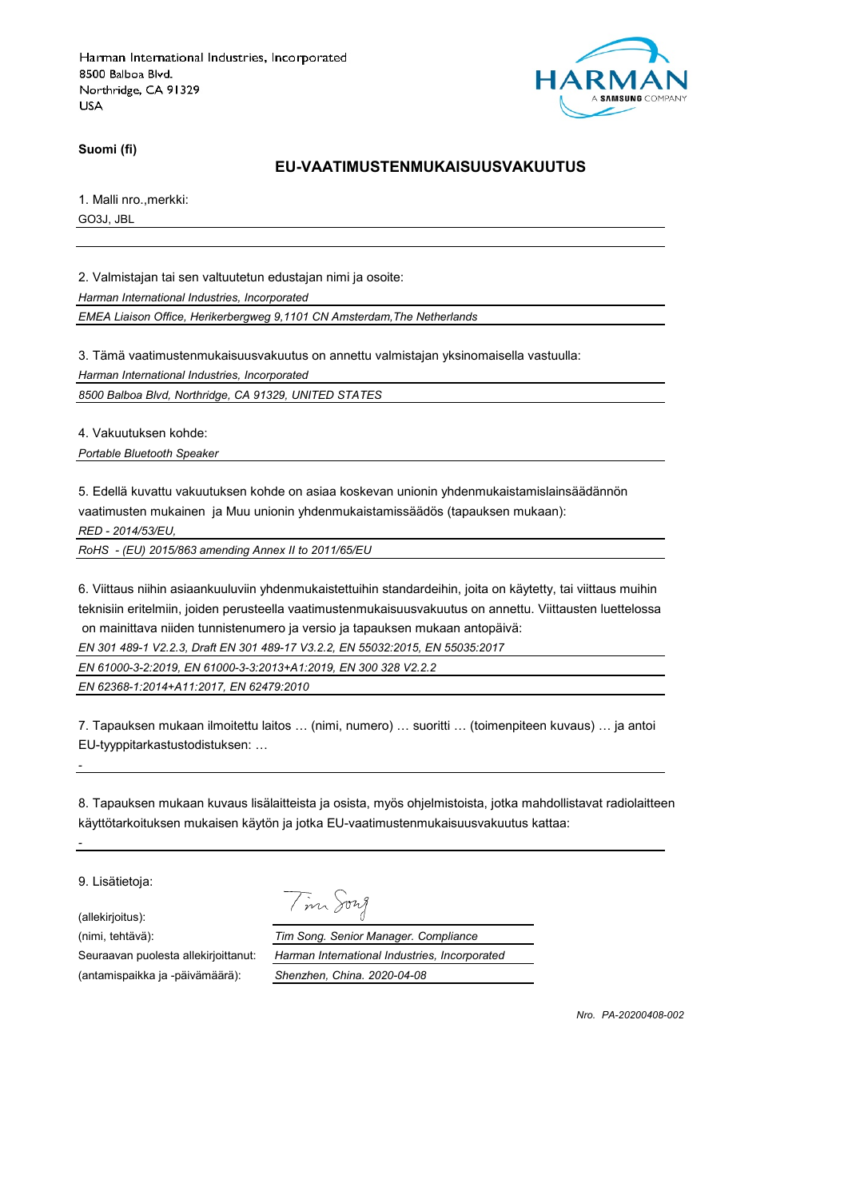Harman International Industries, Incorporated
8500 Balboa Blvd.
Northridge, CA 91329
USA

**Suomi (fi)**

## EU-VAATIMUSTENMUKAISUUSVAKUUTUS

1. Malli nro.,merkki:

GO3J, JBL

2. Valmistajan tai sen valtuutetun edustajan nimi ja osoite:

*Harman International Industries, Incorporated*

*EMEA Liaison Office, Herikerbergweg 9,1101 CN Amsterdam,The Netherlands*

3. Tämä vaatimustenmukaisuusvakuutus on annettu valmistajan yksinomaisella vastuulla:

*Harman International Industries, Incorporated*

*8500 Balboa Blvd, Northridge, CA 91329, UNITED STATES*

4. Vakuutuksen kohde:

*Portable Bluetooth Speaker*

5. Edellä kuvattu vakuutuksen kohde on asiaa koskevan unionin yhdenmukaistamislainsäädännön vaatimusten mukainen ja Muu unionin yhdenmukaistamissäädös (tapauksen mukaan):

*RED - 2014/53/EU,*

*RoHS - (EU) 2015/863 amending Annex II to 2011/65/EU*

6. Viittaus niihin asiaankuuluviin yhdenmukaistettuihin standardeihin, joita on käytetty, tai viittaus muihin teknisiin eritelmiin, joiden perusteella vaatimustenmukaisuusvakuutus on annettu. Viittausten luettelossa on mainittava niiden tunnistenumero ja versio ja tapauksen mukaan antopäivä:

*EN 301 489-1 V2.2.3, Draft EN 301 489-17 V3.2.2, EN 55032:2015, EN 55035:2017*

*EN 61000-3-2:2019, EN 61000-3-3:2013+A1:2019, EN 300 328 V2.2.2*

*EN 62368-1:2014+A11:2017, EN 62479:2010*

7. Tapauksen mukaan ilmoitettu laitos … (nimi, numero) … suoritti … (toimenpiteen kuvaus) … ja antoi EU-tyyppitarkastustodistuksen: …

-

8. Tapauksen mukaan kuvaus lisälaitteista ja osista, myös ohjelmistoista, jotka mahdollistavat radiolaitteen käyttötarkoituksen mukaisen käytön ja jotka EU-vaatimustenmukaisuusvakuutus kattaa:

-

9. Lisätietoja:

(allekirjoitus):

(nimi, tehtävä): *Tim Song. Senior Manager. Compliance*

Seuraavan puolesta allekirjoittanut: *Harman International Industries, Incorporated*

(antamispaikka ja -päivämäärä): *Shenzhen, China. 2020-04-08*

*Nro. PA-20200408-002*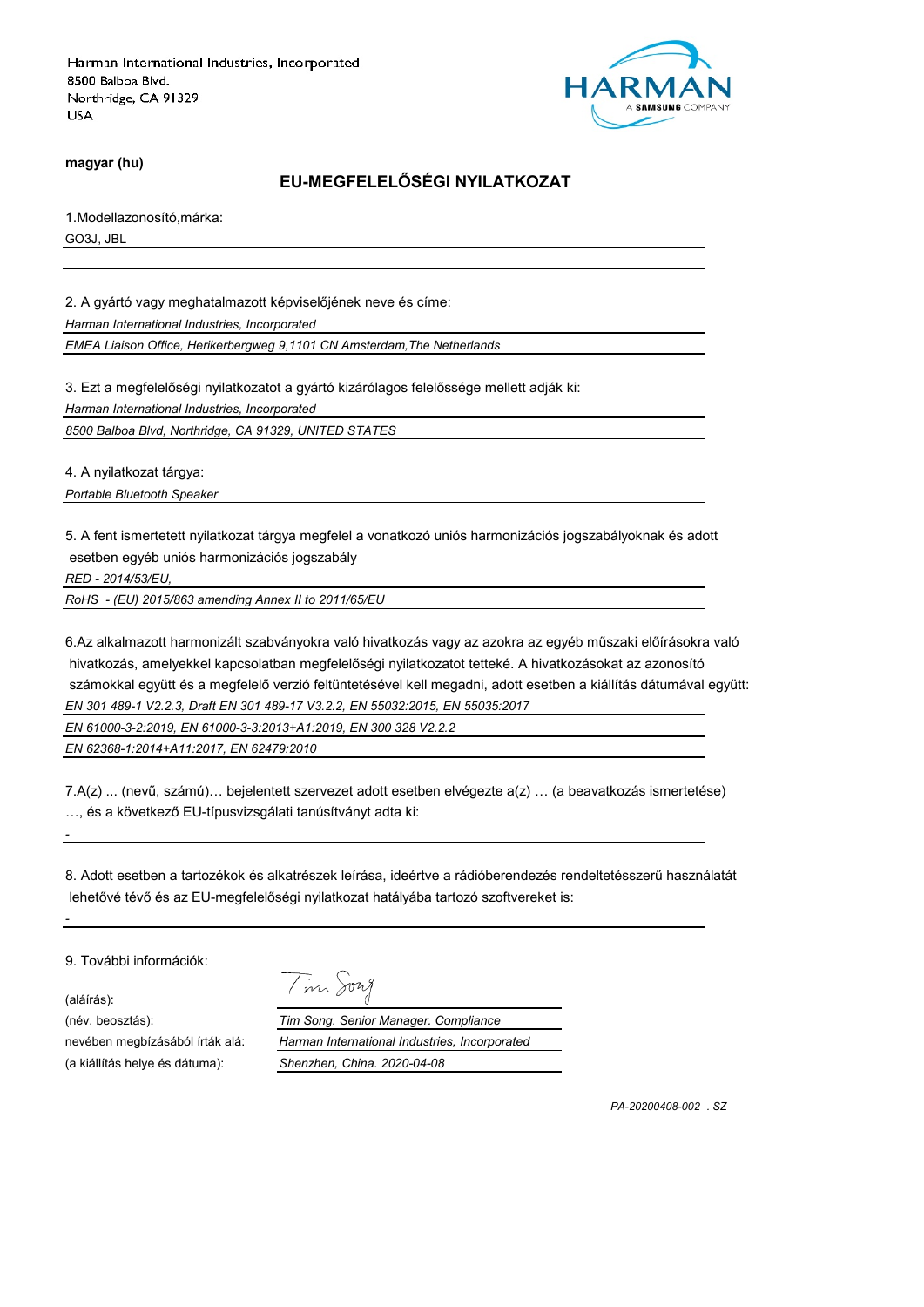Harman International Industries, Incorporated
8500 Balboa Blvd.
Northridge, CA 91329
USA

HARMAN
A SAMSUNG COMPANY

**magyar (hu)**

## EU-MEGFELELŐSÉGI NYILATKOZAT

1.Modellazonosító,márka:

GO3J, JBL

2. A gyártó vagy meghatalmazott képviselőjének neve és címe:

*Harman International Industries, Incorporated*

*EMEA Liaison Office, Herikerbergweg 9,1101 CN Amsterdam,The Netherlands*

3. Ezt a megfelelőségi nyilatkozatot a gyártó kizárólagos felelőssége mellett adják ki:

*Harman International Industries, Incorporated*

*8500 Balboa Blvd, Northridge, CA 91329, UNITED STATES*

4. A nyilatkozat tárgya:

*Portable Bluetooth Speaker*

5. A fent ismertetett nyilatkozat tárgya megfelel a vonatkozó uniós harmonizációs jogszabályoknak és adott esetben egyéb uniós harmonizációs jogszabály

*RED - 2014/53/EU,*

*RoHS - (EU) 2015/863 amending Annex II to 2011/65/EU*

6.Az alkalmazott harmonizált szabványokra való hivatkozás vagy az azokra az egyéb műszaki előírásokra való hivatkozás, amelyekkel kapcsolatban megfelelőségi nyilatkozatot tetteké. A hivatkozásokat az azonosító számokkal együtt és a megfelelő verzió feltüntetésével kell megadni, adott esetben a kiállítás dátumával együtt:

*EN 301 489-1 V2.2.3, Draft EN 301 489-17 V3.2.2, EN 55032:2015, EN 55035:2017*

*EN 61000-3-2:2019, EN 61000-3-3:2013+A1:2019, EN 300 328 V2.2.2*

*EN 62368-1:2014+A11:2017, EN 62479:2010*

7.A(z) ... (nevű, számú)… bejelentett szervezet adott esetben elvégezte a(z) … (a beavatkozás ismertetése) …, és a következő EU-típusvizsgálati tanúsítványt adta ki:

-

8. Adott esetben a tartozékok és alkatrészek leírása, ideértve a rádióberendezés rendeltetésszerű használatát lehetővé tévő és az EU-megfelelőségi nyilatkozat hatályába tartozó szoftvereket is:

-

9. További információk:

(aláírás): Tim Song

(név, beosztás): *Tim Song. Senior Manager. Compliance*

nevében megbízásából írták alá: *Harman International Industries, Incorporated*

(a kiállítás helye és dátuma): *Shenzhen, China. 2020-04-08*

*PA-20200408-002 . SZ*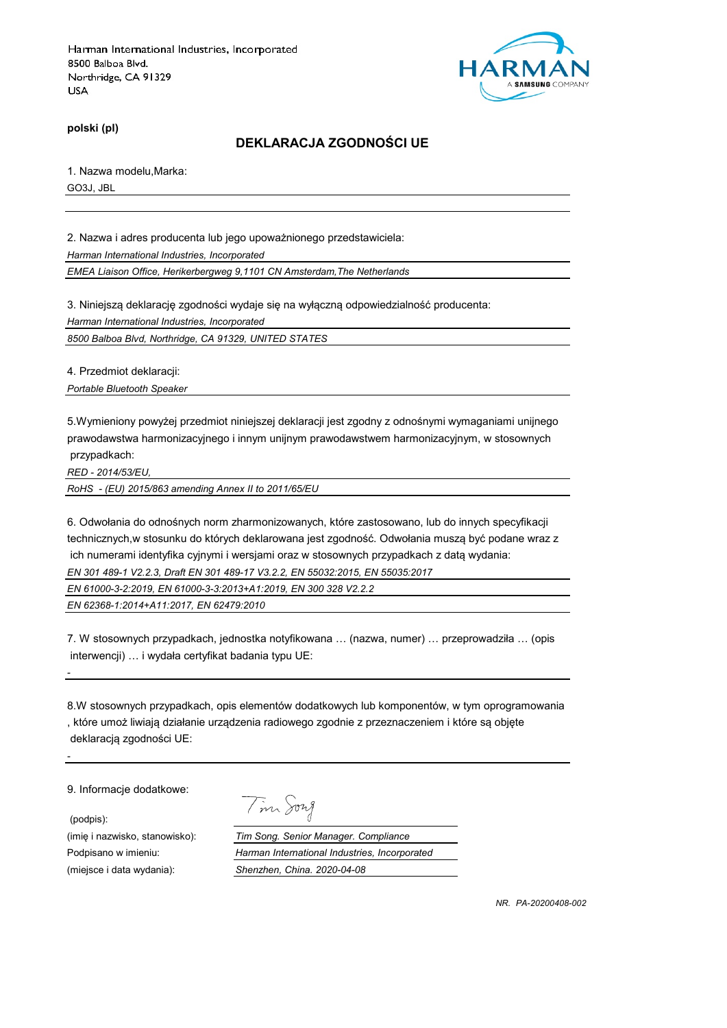Harman International Industries, Incorporated
8500 Balboa Blvd.
Northridge, CA 91329
USA

**polski (pl)**

## DEKLARACJA ZGODNOŚCI UE

1. Nazwa modelu,Marka:

GO3J, JBL

2. Nazwa i adres producenta lub jego upoważnionego przedstawiciela:

*Harman International Industries, Incorporated*

*EMEA Liaison Office, Herikerbergweg 9,1101 CN Amsterdam,The Netherlands*

3. Niniejszą deklarację zgodności wydaje się na wyłączną odpowiedzialność producenta:

*Harman International Industries, Incorporated*

*8500 Balboa Blvd, Northridge, CA 91329, UNITED STATES*

4. Przedmiot deklaracji:

*Portable Bluetooth Speaker*

5.Wymieniony powyżej przedmiot niniejszej deklaracji jest zgodny z odnośnymi wymaganiami unijnego prawodawstwa harmonizacyjnego i innym unijnym prawodawstwem harmonizacyjnym, w stosownych przypadkach:

*RED - 2014/53/EU,*

*RoHS - (EU) 2015/863 amending Annex II to 2011/65/EU*

6. Odwołania do odnośnych norm zharmonizowanych, które zastosowano, lub do innych specyfikacji technicznych,w stosunku do których deklarowana jest zgodność. Odwołania muszą być podane wraz z ich numerami identyfika cyjnymi i wersjami oraz w stosownych przypadkach z datą wydania:

*EN 301 489-1 V2.2.3, Draft EN 301 489-17 V3.2.2, EN 55032:2015, EN 55035:2017*

*EN 61000-3-2:2019, EN 61000-3-3:2013+A1:2019, EN 300 328 V2.2.2*

*EN 62368-1:2014+A11:2017, EN 62479:2010*

7. W stosownych przypadkach, jednostka notyfikowana … (nazwa, numer) … przeprowadziła … (opis interwencji) … i wydała certyfikat badania typu UE:

-

8.W stosownych przypadkach, opis elementów dodatkowych lub komponentów, w tym oprogramowania , które umoż liwiają działanie urządzenia radiowego zgodnie z przeznaczeniem i które są objęte deklaracją zgodności UE:

-

9. Informacje dodatkowe:

(podpis): Tim Song

(imię i nazwisko, stanowisko): *Tim Song. Senior Manager. Compliance*

Podpisano w imieniu: *Harman International Industries, Incorporated*

(miejsce i data wydania): *Shenzhen, China. 2020-04-08*

*NR. PA-20200408-002*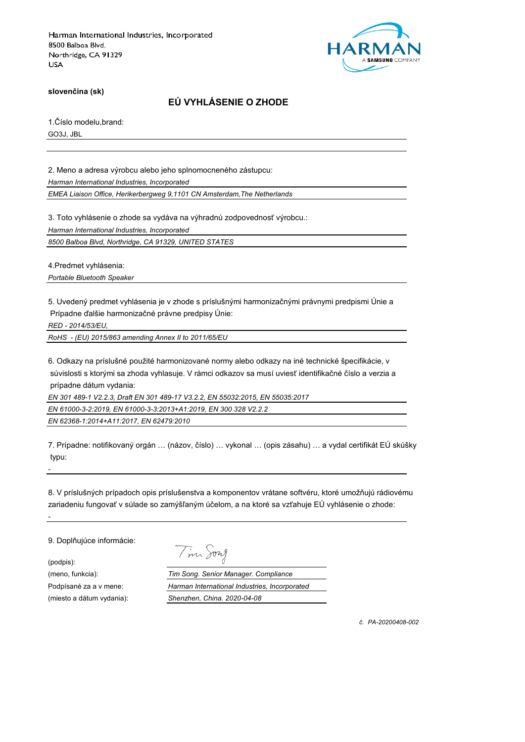Harman International Industries, Incorporated
8500 Balboa Blvd.
Northridge, CA 91329
USA

**slovenčina (sk)**

## EÚ VYHLÁSENIE O ZHODE

1.Číslo modelu,brand:

GO3J, JBL

2. Meno a adresa výrobcu alebo jeho splnomocneného zástupcu:

*Harman International Industries, Incorporated*

*EMEA Liaison Office, Herikerbergweg 9,1101 CN Amsterdam,The Netherlands*

3. Toto vyhlásenie o zhode sa vydáva na výhradnú zodpovednosť výrobcu.:

*Harman International Industries, Incorporated*

*8500 Balboa Blvd, Northridge, CA 91329, UNITED STATES*

4.Predmet vyhlásenia:

*Portable Bluetooth Speaker*

5. Uvedený predmet vyhlásenia je v zhode s príslušnými harmonizačnými právnymi predpismi Únie a Prípadne ďalšie harmonizačné právne predpisy Únie:

*RED - 2014/53/EU,*

*RoHS - (EU) 2015/863 amending Annex II to 2011/65/EU*

6. Odkazy na príslušné použité harmonizované normy alebo odkazy na iné technické špecifikácie, v súvislosti s ktorými sa zhoda vyhlasuje. V rámci odkazov sa musí uviesť identifikačné číslo a verzia a prípadne dátum vydania:

*EN 301 489-1 V2.2.3, Draft EN 301 489-17 V3.2.2, EN 55032:2015, EN 55035:2017*

*EN 61000-3-2:2019, EN 61000-3-3:2013+A1:2019, EN 300 328 V2.2.2*

*EN 62368-1:2014+A11:2017, EN 62479:2010*

7. Prípadne: notifikovaný orgán … (názov, číslo) … vykonal … (opis zásahu) … a vydal certifikát EÚ skúšky typu:

-

8. V príslušných prípadoch opis príslušenstva a komponentov vrátane softvéru, ktoré umožňujú rádiovému zariadeniu fungovať v súlade so zamýšľaným účelom, a na ktoré sa vzťahuje EÚ vyhlásenie o zhode:

-

9. Doplňujúce informácie:

(podpis): Tim Song

(meno, funkcia): *Tim Song. Senior Manager. Compliance*

Podpísané za a v mene: *Harman International Industries, Incorporated*

(miesto a dátum vydania): *Shenzhen, China. 2020-04-08*

*č. PA-20200408-002*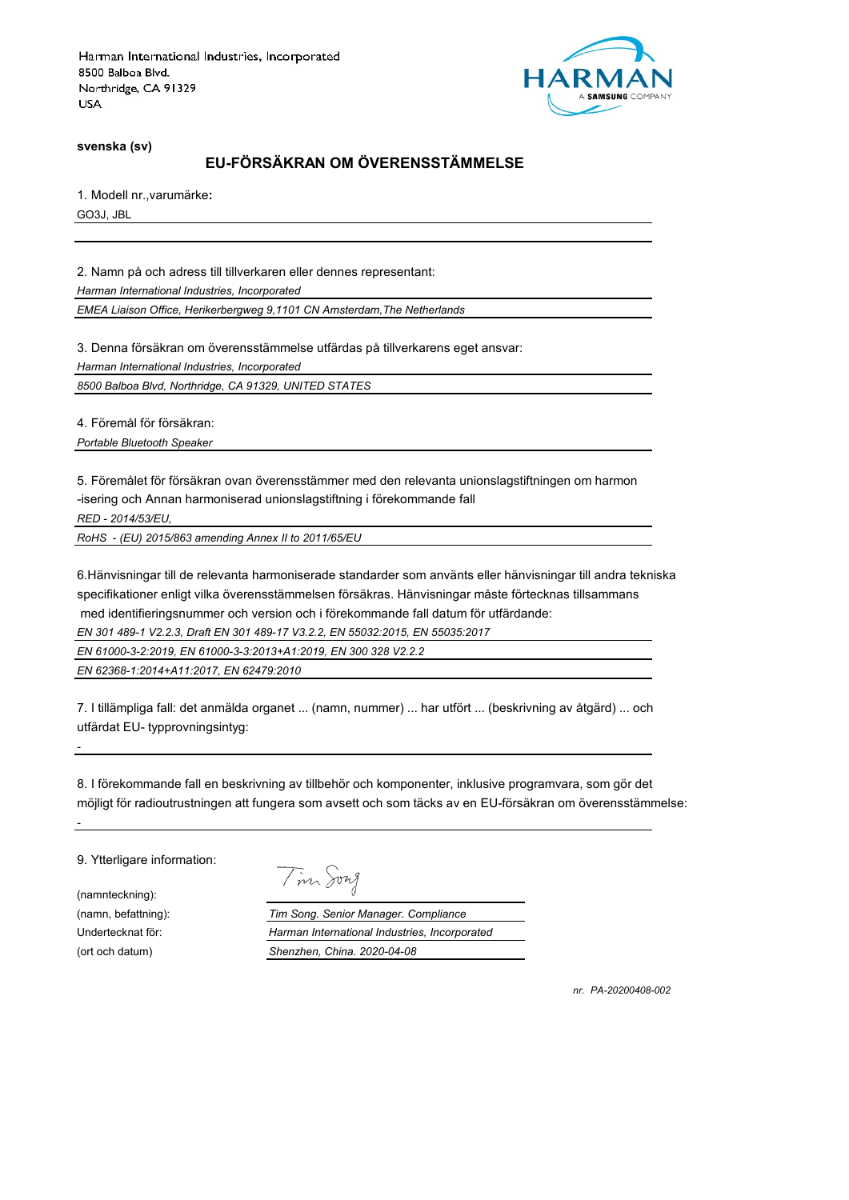Harman International Industries, Incorporated
8500 Balboa Blvd.
Northridge, CA 91329
USA

HARMAN
A SAMSUNG COMPANY

**svenska (sv)**

## EU-FÖRSÄKRAN OM ÖVERENSSTÄMMELSE

1. Modell nr.,varumärke**:**

GO3J, JBL

2. Namn på och adress till tillverkaren eller dennes representant:

*Harman International Industries, Incorporated*

*EMEA Liaison Office, Herikerbergweg 9,1101 CN Amsterdam,The Netherlands*

3. Denna försäkran om överensstämmelse utfärdas på tillverkarens eget ansvar:

*Harman International Industries, Incorporated*

*8500 Balboa Blvd, Northridge, CA 91329, UNITED STATES*

4. Föremål för försäkran:

*Portable Bluetooth Speaker*

5. Föremålet för försäkran ovan överensstämmer med den relevanta unionslagstiftningen om harmon -isering och Annan harmoniserad unionslagstiftning i förekommande fall

*RED - 2014/53/EU,*

*RoHS - (EU) 2015/863 amending Annex II to 2011/65/EU*

6.Hänvisningar till de relevanta harmoniserade standarder som använts eller hänvisningar till andra tekniska specifikationer enligt vilka överensstämmelsen försäkras. Hänvisningar måste förtecknas tillsammans med identifieringsnummer och version och i förekommande fall datum för utfärdande:

*EN 301 489-1 V2.2.3, Draft EN 301 489-17 V3.2.2, EN 55032:2015, EN 55035:2017*

*EN 61000-3-2:2019, EN 61000-3-3:2013+A1:2019, EN 300 328 V2.2.2*

*EN 62368-1:2014+A11:2017, EN 62479:2010*

7. I tillämpliga fall: det anmälda organet ... (namn, nummer) ... har utfört ... (beskrivning av åtgärd) ... och utfärdat EU- typprovningsintyg:

-

8. I förekommande fall en beskrivning av tillbehör och komponenter, inklusive programvara, som gör det möjligt för radioutrustningen att fungera som avsett och som täcks av en EU-försäkran om överensstämmelse:

-

9. Ytterligare information:

(namnteckning): Tim Song

(namn, befattning): *Tim Song. Senior Manager. Compliance*

Undertecknat för: *Harman International Industries, Incorporated*

(ort och datum) *Shenzhen, China. 2020-04-08*

*nr. PA-20200408-002*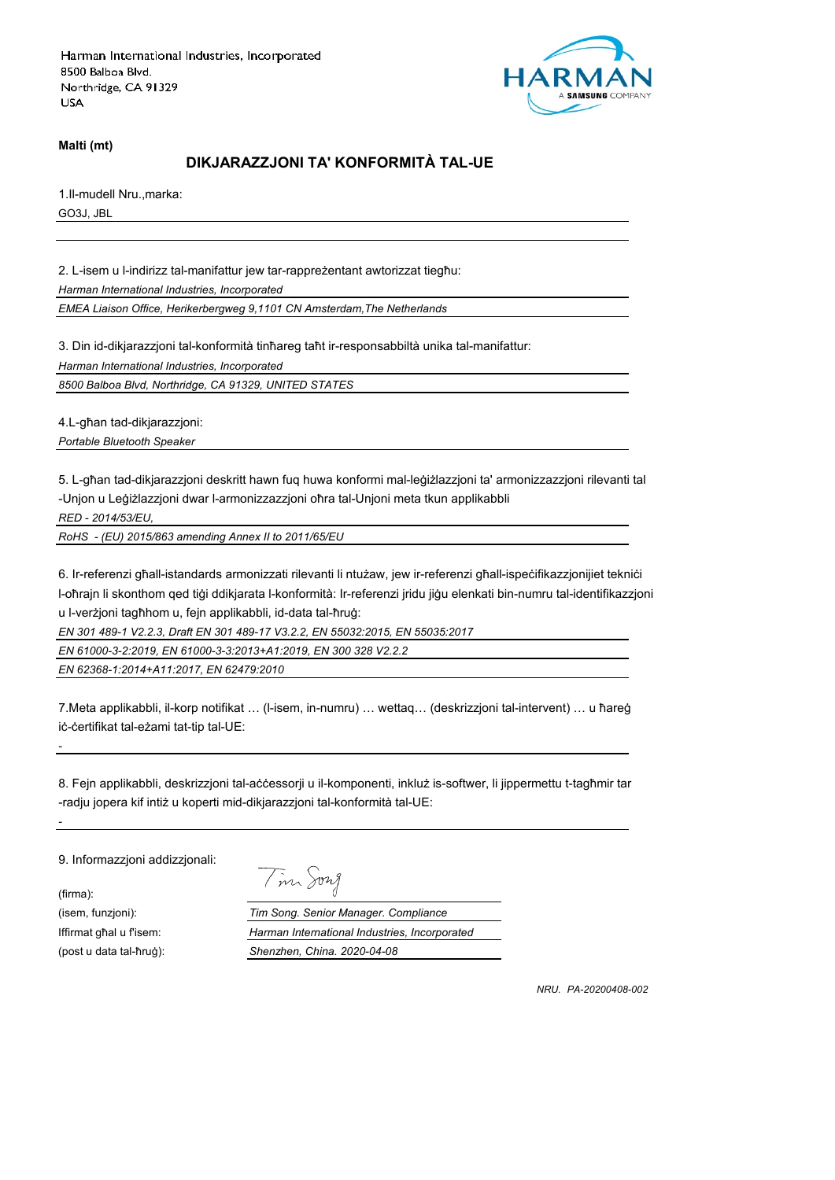Harman International Industries, Incorporated
8500 Balboa Blvd.
Northridge, CA 91329
USA

HARMAN
A SAMSUNG COMPANY

**Malti (mt)**

## DIKJARAZZJONI TA' KONFORMITÀ TAL-UE

1.Il-mudell Nru.,marka:

GO3J, JBL

2. L-isem u l-indirizz tal-manifattur jew tar-rappreżentant awtorizzat tiegħu:

*Harman International Industries, Incorporated*

*EMEA Liaison Office, Herikerbergweg 9,1101 CN Amsterdam,The Netherlands*

3. Din id-dikjarazzjoni tal-konformità tinħareg taħt ir-responsabbiltà unika tal-manifattur:

*Harman International Industries, Incorporated*

*8500 Balboa Blvd, Northridge, CA 91329, UNITED STATES*

4.L-għan tad-dikjarazzjoni:

*Portable Bluetooth Speaker*

5. L-għan tad-dikjarazzjoni deskritt hawn fuq huwa konformi mal-leġiżlazzjoni ta' armonizzazzjoni rilevanti tal -Unjon u Leġiżlazzjoni dwar l-armonizzazzjoni oħra tal-Unjoni meta tkun applikabbli

*RED - 2014/53/EU,*

*RoHS - (EU) 2015/863 amending Annex II to 2011/65/EU*

6. Ir-referenzi għall-istandards armonizzati rilevanti li ntużaw, jew ir-referenzi għall-ispeċifikazzjonijiet tekniċi l-oħrajn li skonthom qed tiġi ddikjarata l-konformità: Ir-referenzi jridu jiġu elenkati bin-numru tal-identifikazzjoni u l-verżjoni tagħhom u, fejn applikabbli, id-data tal-ħruġ:

*EN 301 489-1 V2.2.3, Draft EN 301 489-17 V3.2.2, EN 55032:2015, EN 55035:2017*

*EN 61000-3-2:2019, EN 61000-3-3:2013+A1:2019, EN 300 328 V2.2.2*

*EN 62368-1:2014+A11:2017, EN 62479:2010*

7.Meta applikabbli, il-korp notifikat … (l-isem, in-numru) … wettaq… (deskrizzjoni tal-intervent) … u ħareġ iċ-ċertifikat tal-eżami tat-tip tal-UE:

-

8. Fejn applikabbli, deskrizzjoni tal-aċċessorji u il-komponenti, inkluż is-softwer, li jippermettu t-tagħmir tar -radju jopera kif intiż u koperti mid-dikjarazzjoni tal-konformità tal-UE:

-

9. Informazzjoni addizzjonali:

(firma):

(isem, funzjoni): *Tim Song. Senior Manager. Compliance*

Iffirmat għal u f'isem: *Harman International Industries, Incorporated*

(post u data tal-ħruġ): *Shenzhen, China. 2020-04-08*

*NRU. PA-20200408-002*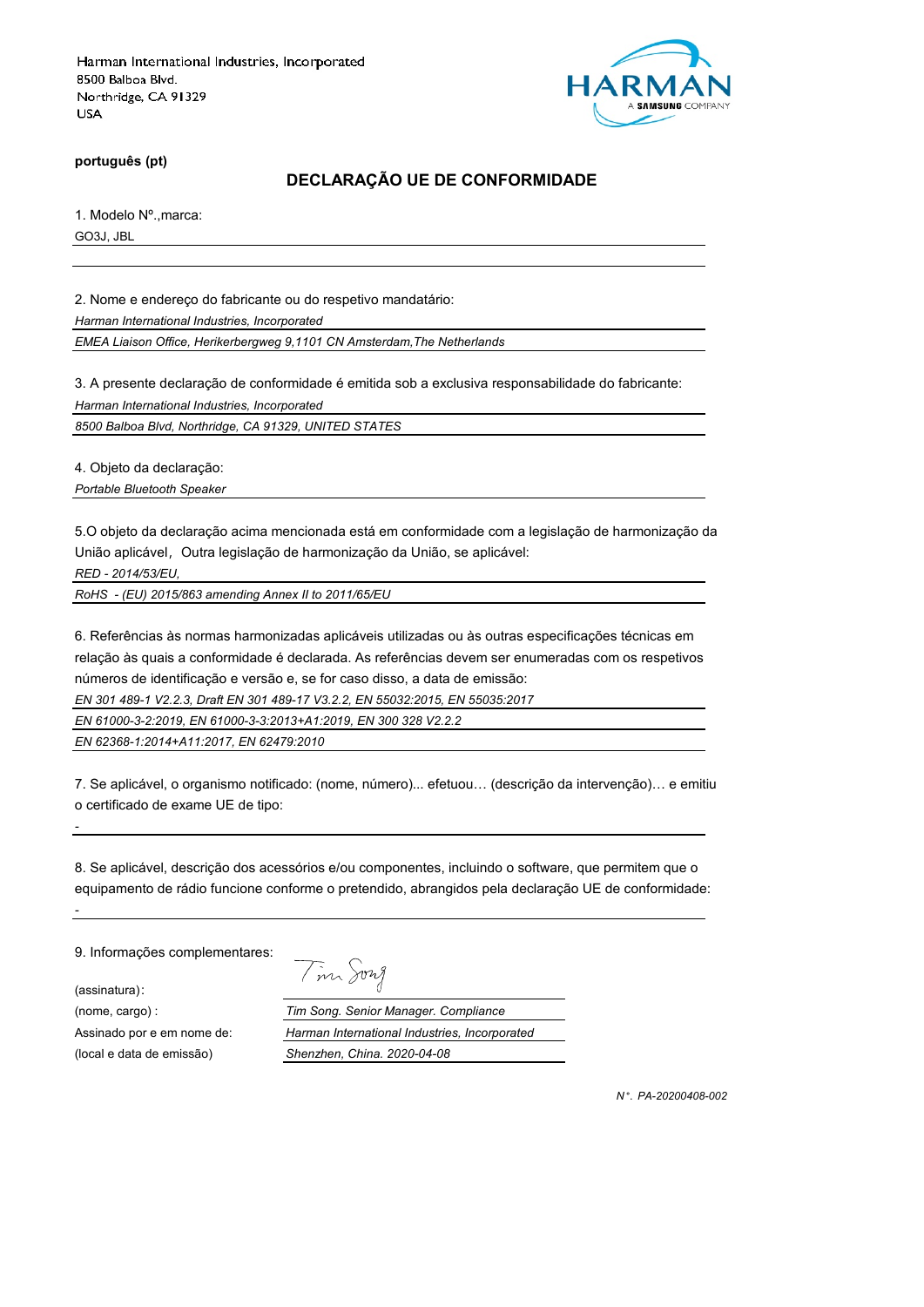Harman International Industries, Incorporated
8500 Balboa Blvd.
Northridge, CA 91329
USA

HARMAN
A SAMSUNG COMPANY

**português (pt)**

## DECLARAÇÃO UE DE CONFORMIDADE

1. Modelo Nº.,marca:

GO3J, JBL

2. Nome e endereço do fabricante ou do respetivo mandatário:

*Harman International Industries, Incorporated*

*EMEA Liaison Office, Herikerbergweg 9,1101 CN Amsterdam,The Netherlands*

3. A presente declaração de conformidade é emitida sob a exclusiva responsabilidade do fabricante:

*Harman International Industries, Incorporated*

*8500 Balboa Blvd, Northridge, CA 91329, UNITED STATES*

4. Objeto da declaração:

*Portable Bluetooth Speaker*

5.O objeto da declaração acima mencionada está em conformidade com a legislação de harmonização da União aplicável，Outra legislação de harmonização da União, se aplicável:

*RED - 2014/53/EU,*

*RoHS - (EU) 2015/863 amending Annex II to 2011/65/EU*

6. Referências às normas harmonizadas aplicáveis utilizadas ou às outras especificações técnicas em relação às quais a conformidade é declarada. As referências devem ser enumeradas com os respetivos números de identificação e versão e, se for caso disso, a data de emissão:

*EN 301 489-1 V2.2.3, Draft EN 301 489-17 V3.2.2, EN 55032:2015, EN 55035:2017*

*EN 61000-3-2:2019, EN 61000-3-3:2013+A1:2019, EN 300 328 V2.2.2*

*EN 62368-1:2014+A11:2017, EN 62479:2010*

7. Se aplicável, o organismo notificado: (nome, número)... efetuou… (descrição da intervenção)… e emitiu o certificado de exame UE de tipo:

-

8. Se aplicável, descrição dos acessórios e/ou componentes, incluindo o software, que permitem que o equipamento de rádio funcione conforme o pretendido, abrangidos pela declaração UE de conformidade:

-

9. Informações complementares:

(assinatura):

(nome, cargo) : *Tim Song. Senior Manager. Compliance*

Assinado por e em nome de: *Harman International Industries, Incorporated*

(local e data de emissão) *Shenzhen, China. 2020-04-08*

*N°. PA-20200408-002*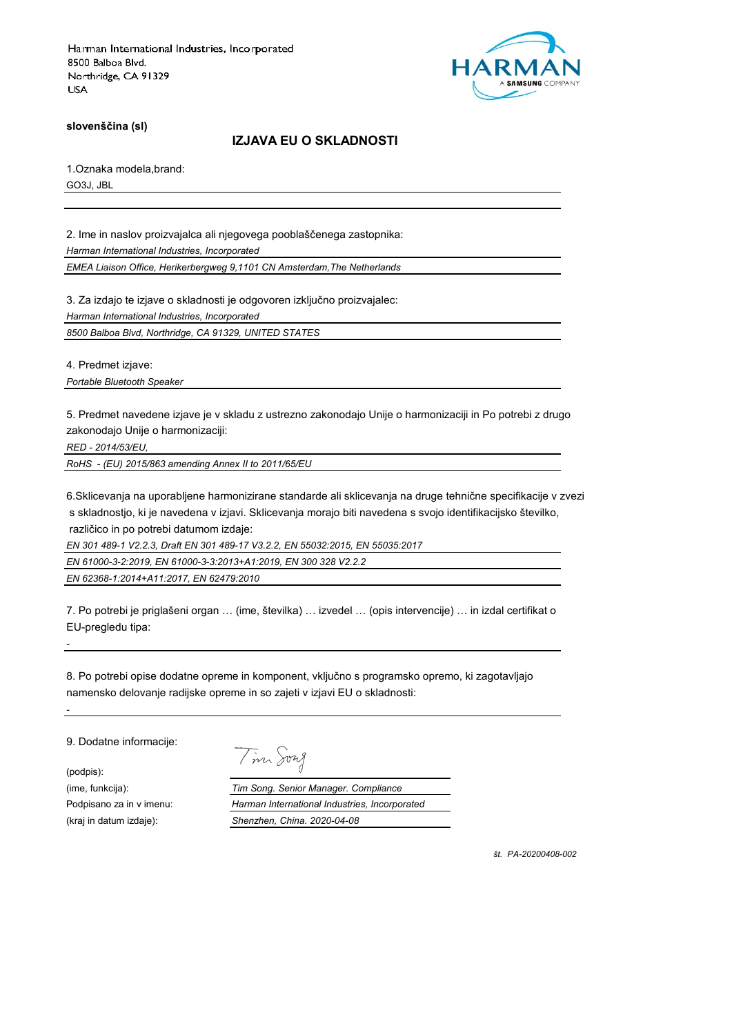Harman International Industries, Incorporated
8500 Balboa Blvd.
Northridge, CA 91329
USA

HARMAN
A SAMSUNG COMPANY

**slovenščina (sl)**

## IZJAVA EU O SKLADNOSTI

1.Oznaka modela,brand:

GO3J, JBL

2. Ime in naslov proizvajalca ali njegovega pooblaščenega zastopnika:

*Harman International Industries, Incorporated*

*EMEA Liaison Office, Herikerbergweg 9,1101 CN Amsterdam,The Netherlands*

3. Za izdajo te izjave o skladnosti je odgovoren izključno proizvajalec:

*Harman International Industries, Incorporated*

*8500 Balboa Blvd, Northridge, CA 91329, UNITED STATES*

4. Predmet izjave:

*Portable Bluetooth Speaker*

5. Predmet navedene izjave je v skladu z ustrezno zakonodajo Unije o harmonizaciji in Po potrebi z drugo zakonodajo Unije o harmonizaciji:

*RED - 2014/53/EU,*

*RoHS - (EU) 2015/863 amending Annex II to 2011/65/EU*

6.Sklicevanja na uporabljene harmonizirane standarde ali sklicevanja na druge tehnične specifikacije v zvezi s skladnostjo, ki je navedena v izjavi. Sklicevanja morajo biti navedena s svojo identifikacijsko številko, različico in po potrebi datumom izdaje:

*EN 301 489-1 V2.2.3, Draft EN 301 489-17 V3.2.2, EN 55032:2015, EN 55035:2017*

*EN 61000-3-2:2019, EN 61000-3-3:2013+A1:2019, EN 300 328 V2.2.2*

*EN 62368-1:2014+A11:2017, EN 62479:2010*

7. Po potrebi je priglašeni organ … (ime, številka) … izvedel … (opis intervencije) … in izdal certifikat o EU-pregledu tipa:

-

8. Po potrebi opise dodatne opreme in komponent, vključno s programsko opremo, ki zagotavljajo namensko delovanje radijske opreme in so zajeti v izjavi EU o skladnosti:

-

9. Dodatne informacije:

(podpis): Tim Song

(ime, funkcija): *Tim Song. Senior Manager. Compliance*

Podpisano za in v imenu: *Harman International Industries, Incorporated*

(kraj in datum izdaje): *Shenzhen, China. 2020-04-08*

*št. PA-20200408-002*